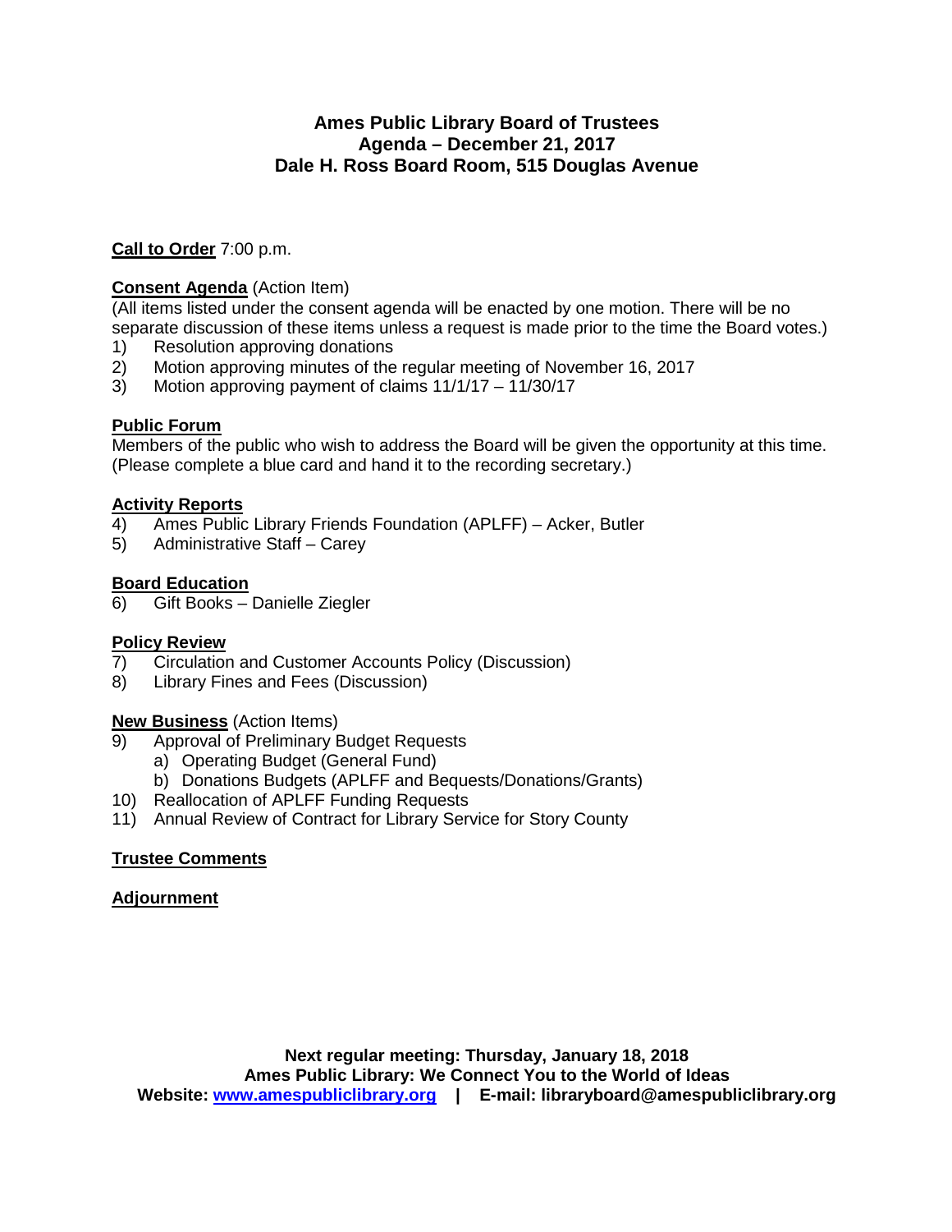# Ames Public Library Board of Trustees
## Agenda – December 21, 2017
## Dale H. Ross Board Room, 515 Douglas Avenue

**Call to Order** 7:00 p.m.

**Consent Agenda** (Action Item)
(All items listed under the consent agenda will be enacted by one motion. There will be no separate discussion of these items unless a request is made prior to the time the Board votes.)

1) Resolution approving donations
2) Motion approving minutes of the regular meeting of November 16, 2017
3) Motion approving payment of claims 11/1/17 – 11/30/17

**Public Forum**
Members of the public who wish to address the Board will be given the opportunity at this time. (Please complete a blue card and hand it to the recording secretary.)

**Activity Reports**

4) Ames Public Library Friends Foundation (APLFF) – Acker, Butler
5) Administrative Staff – Carey

**Board Education**

6) Gift Books – Danielle Ziegler

**Policy Review**

7) Circulation and Customer Accounts Policy (Discussion)
8) Library Fines and Fees (Discussion)

**New Business** (Action Items)

9) Approval of Preliminary Budget Requests
   a) Operating Budget (General Fund)
   b) Donations Budgets (APLFF and Bequests/Donations/Grants)
10) Reallocation of APLFF Funding Requests
11) Annual Review of Contract for Library Service for Story County

**Trustee Comments**

**Adjournment**

**Next regular meeting: Thursday, January 18, 2018**
**Ames Public Library: We Connect You to the World of Ideas**
**Website: www.amespubliclibrary.org | E-mail: libraryboard@amespubliclibrary.org**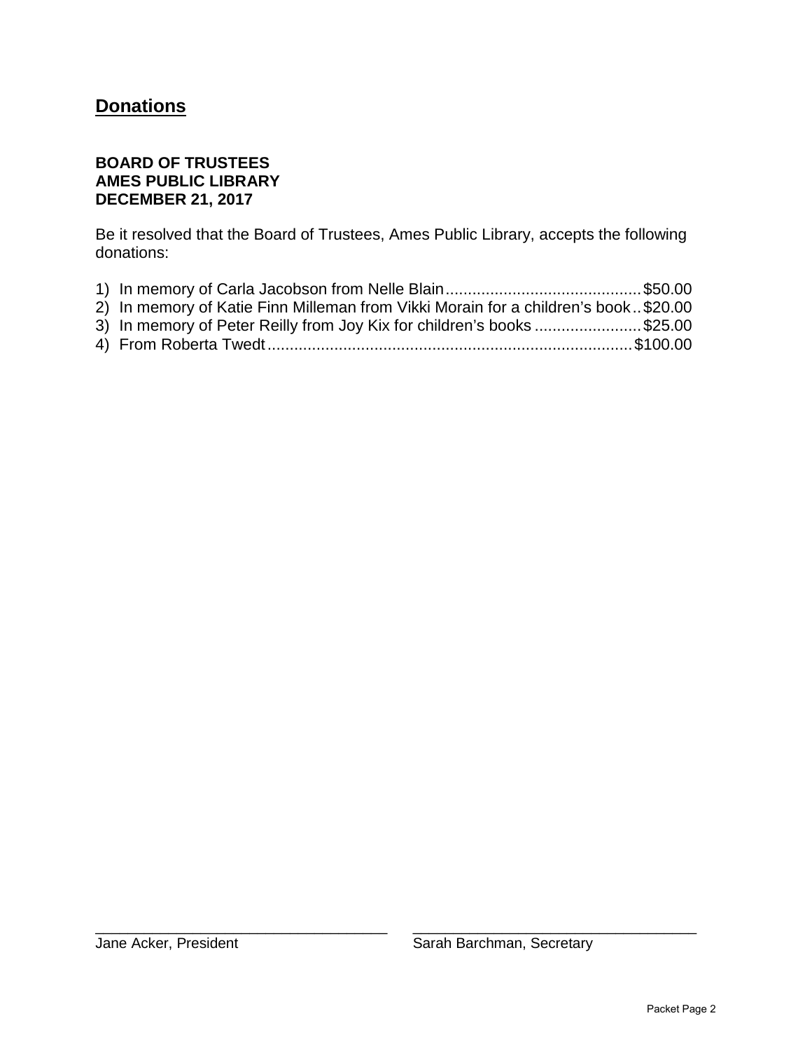## Donations

**BOARD OF TRUSTEES**
**AMES PUBLIC LIBRARY**
**DECEMBER 21, 2017**

Be it resolved that the Board of Trustees, Ames Public Library, accepts the following donations:

1) In memory of Carla Jacobson from Nelle Blain............................................$50.00
2) In memory of Katie Finn Milleman from Vikki Morain for a children's book..$20.00
3) In memory of Peter Reilly from Joy Kix for children's books ........................$25.00
4) From Roberta Twedt...................................................................................$100.00

\_\_\_\_\_\_\_\_\_\_\_\_\_\_\_\_\_\_\_\_\_\_\_\_\_\_\_\_\_\_\_\_\_\_\_\_
Jane Acker, President

\_\_\_\_\_\_\_\_\_\_\_\_\_\_\_\_\_\_\_\_\_\_\_\_\_\_\_\_\_\_\_\_\_\_\_\_
Sarah Barchman, Secretary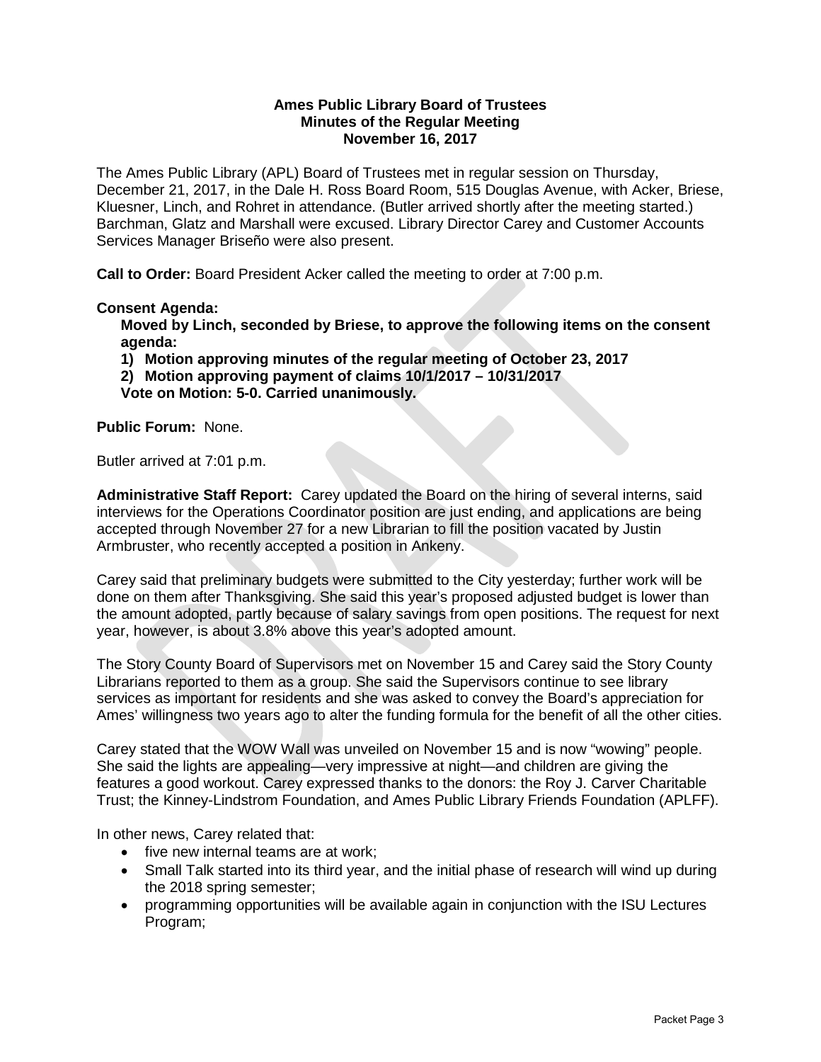**Ames Public Library Board of Trustees**
**Minutes of the Regular Meeting**
**November 16, 2017**

The Ames Public Library (APL) Board of Trustees met in regular session on Thursday, December 21, 2017, in the Dale H. Ross Board Room, 515 Douglas Avenue, with Acker, Briese, Kluesner, Linch, and Rohret in attendance. (Butler arrived shortly after the meeting started.) Barchman, Glatz and Marshall were excused. Library Director Carey and Customer Accounts Services Manager Briseño were also present.

**Call to Order:** Board President Acker called the meeting to order at 7:00 p.m.

**Consent Agenda:**

**Moved by Linch, seconded by Briese, to approve the following items on the consent agenda:**

1) **Motion approving minutes of the regular meeting of October 23, 2017**
2) **Motion approving payment of claims 10/1/2017 – 10/31/2017**

**Vote on Motion: 5-0. Carried unanimously.**

**Public Forum:** None.

Butler arrived at 7:01 p.m.

**Administrative Staff Report:** Carey updated the Board on the hiring of several interns, said interviews for the Operations Coordinator position are just ending, and applications are being accepted through November 27 for a new Librarian to fill the position vacated by Justin Armbruster, who recently accepted a position in Ankeny.

Carey said that preliminary budgets were submitted to the City yesterday; further work will be done on them after Thanksgiving. She said this year's proposed adjusted budget is lower than the amount adopted, partly because of salary savings from open positions. The request for next year, however, is about 3.8% above this year's adopted amount.

The Story County Board of Supervisors met on November 15 and Carey said the Story County Librarians reported to them as a group. She said the Supervisors continue to see library services as important for residents and she was asked to convey the Board's appreciation for Ames' willingness two years ago to alter the funding formula for the benefit of all the other cities.

Carey stated that the WOW Wall was unveiled on November 15 and is now "wowing" people. She said the lights are appealing—very impressive at night—and children are giving the features a good workout. Carey expressed thanks to the donors: the Roy J. Carver Charitable Trust; the Kinney-Lindstrom Foundation, and Ames Public Library Friends Foundation (APLFF).

In other news, Carey related that:

- five new internal teams are at work;
- Small Talk started into its third year, and the initial phase of research will wind up during the 2018 spring semester;
- programming opportunities will be available again in conjunction with the ISU Lectures Program;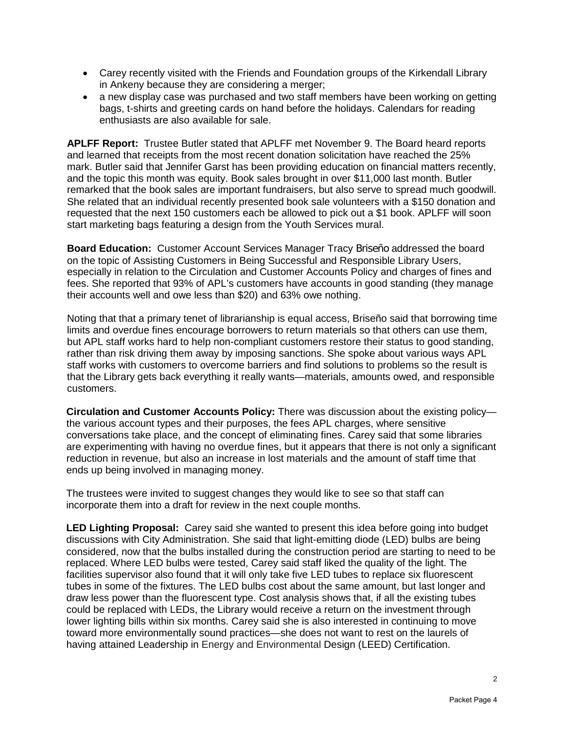- Carey recently visited with the Friends and Foundation groups of the Kirkendall Library in Ankeny because they are considering a merger;
- a new display case was purchased and two staff members have been working on getting bags, t-shirts and greeting cards on hand before the holidays. Calendars for reading enthusiasts are also available for sale.

**APLFF Report:** Trustee Butler stated that APLFF met November 9. The Board heard reports and learned that receipts from the most recent donation solicitation have reached the 25% mark. Butler said that Jennifer Garst has been providing education on financial matters recently, and the topic this month was equity. Book sales brought in over $11,000 last month. Butler remarked that the book sales are important fundraisers, but also serve to spread much goodwill. She related that an individual recently presented book sale volunteers with a $150 donation and requested that the next 150 customers each be allowed to pick out a $1 book. APLFF will soon start marketing bags featuring a design from the Youth Services mural.

**Board Education:** Customer Account Services Manager Tracy Briseño addressed the board on the topic of Assisting Customers in Being Successful and Responsible Library Users, especially in relation to the Circulation and Customer Accounts Policy and charges of fines and fees. She reported that 93% of APL's customers have accounts in good standing (they manage their accounts well and owe less than $20) and 63% owe nothing.

Noting that that a primary tenet of librarianship is equal access, Briseño said that borrowing time limits and overdue fines encourage borrowers to return materials so that others can use them, but APL staff works hard to help non-compliant customers restore their status to good standing, rather than risk driving them away by imposing sanctions. She spoke about various ways APL staff works with customers to overcome barriers and find solutions to problems so the result is that the Library gets back everything it really wants—materials, amounts owed, and responsible customers.

**Circulation and Customer Accounts Policy:** There was discussion about the existing policy—the various account types and their purposes, the fees APL charges, where sensitive conversations take place, and the concept of eliminating fines. Carey said that some libraries are experimenting with having no overdue fines, but it appears that there is not only a significant reduction in revenue, but also an increase in lost materials and the amount of staff time that ends up being involved in managing money.

The trustees were invited to suggest changes they would like to see so that staff can incorporate them into a draft for review in the next couple months.

**LED Lighting Proposal:** Carey said she wanted to present this idea before going into budget discussions with City Administration. She said that light-emitting diode (LED) bulbs are being considered, now that the bulbs installed during the construction period are starting to need to be replaced. Where LED bulbs were tested, Carey said staff liked the quality of the light. The facilities supervisor also found that it will only take five LED tubes to replace six fluorescent tubes in some of the fixtures. The LED bulbs cost about the same amount, but last longer and draw less power than the fluorescent type. Cost analysis shows that, if all the existing tubes could be replaced with LEDs, the Library would receive a return on the investment through lower lighting bills within six months. Carey said she is also interested in continuing to move toward more environmentally sound practices—she does not want to rest on the laurels of having attained Leadership in Energy and Environmental Design (LEED) Certification.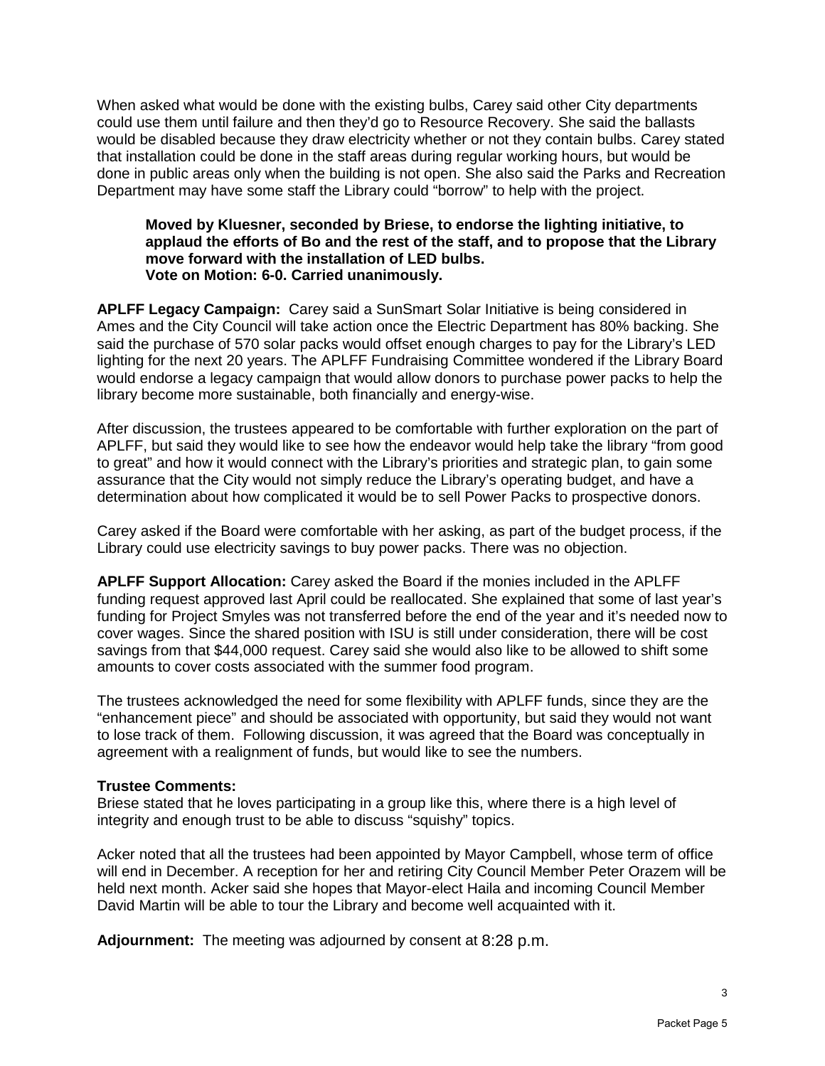When asked what would be done with the existing bulbs, Carey said other City departments could use them until failure and then they'd go to Resource Recovery. She said the ballasts would be disabled because they draw electricity whether or not they contain bulbs. Carey stated that installation could be done in the staff areas during regular working hours, but would be done in public areas only when the building is not open. She also said the Parks and Recreation Department may have some staff the Library could "borrow" to help with the project.

> **Moved by Kluesner, seconded by Briese, to endorse the lighting initiative, to applaud the efforts of Bo and the rest of the staff, and to propose that the Library move forward with the installation of LED bulbs.**
> **Vote on Motion: 6-0. Carried unanimously.**

**APLFF Legacy Campaign:** Carey said a SunSmart Solar Initiative is being considered in Ames and the City Council will take action once the Electric Department has 80% backing. She said the purchase of 570 solar packs would offset enough charges to pay for the Library's LED lighting for the next 20 years. The APLFF Fundraising Committee wondered if the Library Board would endorse a legacy campaign that would allow donors to purchase power packs to help the library become more sustainable, both financially and energy-wise.

After discussion, the trustees appeared to be comfortable with further exploration on the part of APLFF, but said they would like to see how the endeavor would help take the library "from good to great" and how it would connect with the Library's priorities and strategic plan, to gain some assurance that the City would not simply reduce the Library's operating budget, and have a determination about how complicated it would be to sell Power Packs to prospective donors.

Carey asked if the Board were comfortable with her asking, as part of the budget process, if the Library could use electricity savings to buy power packs. There was no objection.

**APLFF Support Allocation:** Carey asked the Board if the monies included in the APLFF funding request approved last April could be reallocated. She explained that some of last year's funding for Project Smyles was not transferred before the end of the year and it's needed now to cover wages. Since the shared position with ISU is still under consideration, there will be cost savings from that $44,000 request. Carey said she would also like to be allowed to shift some amounts to cover costs associated with the summer food program.

The trustees acknowledged the need for some flexibility with APLFF funds, since they are the "enhancement piece" and should be associated with opportunity, but said they would not want to lose track of them. Following discussion, it was agreed that the Board was conceptually in agreement with a realignment of funds, but would like to see the numbers.

**Trustee Comments:**
Briese stated that he loves participating in a group like this, where there is a high level of integrity and enough trust to be able to discuss "squishy" topics.

Acker noted that all the trustees had been appointed by Mayor Campbell, whose term of office will end in December. A reception for her and retiring City Council Member Peter Orazem will be held next month. Acker said she hopes that Mayor-elect Haila and incoming Council Member David Martin will be able to tour the Library and become well acquainted with it.

**Adjournment:** The meeting was adjourned by consent at 8:28 p.m.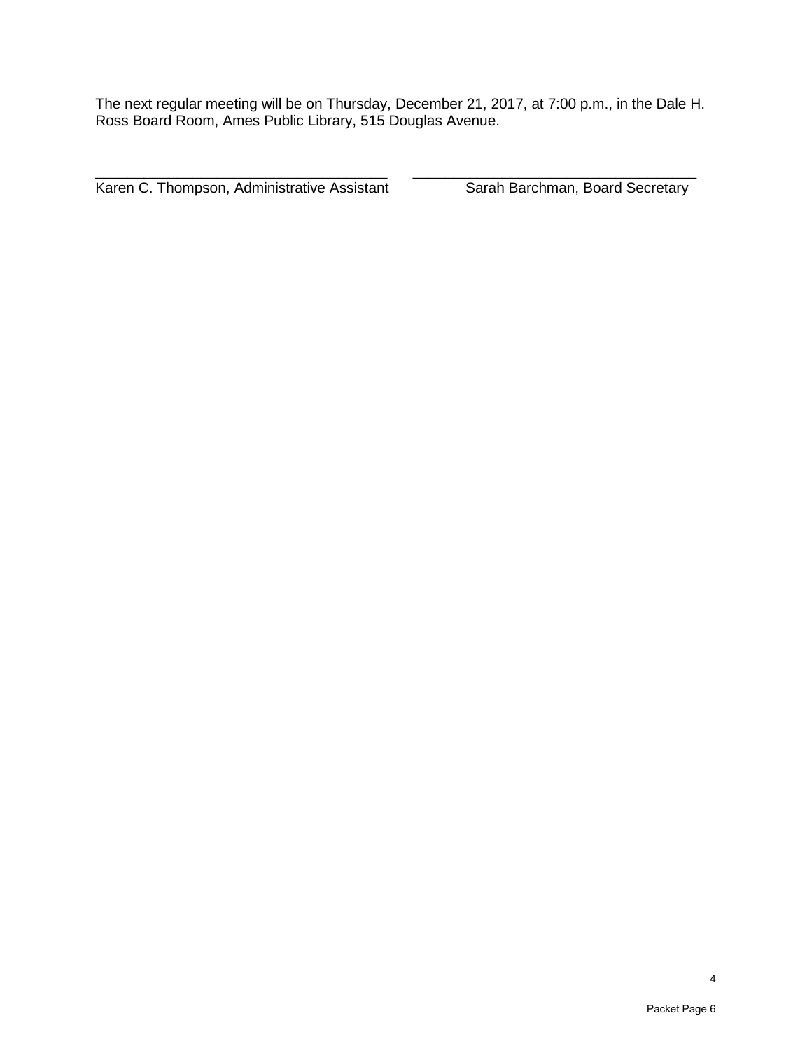The next regular meeting will be on Thursday, December 21, 2017, at 7:00 p.m., in the Dale H. Ross Board Room, Ames Public Library, 515 Douglas Avenue.

| _________________________________ | _________________________________ |
|---|---|
| Karen C. Thompson, Administrative Assistant | Sarah Barchman, Board Secretary |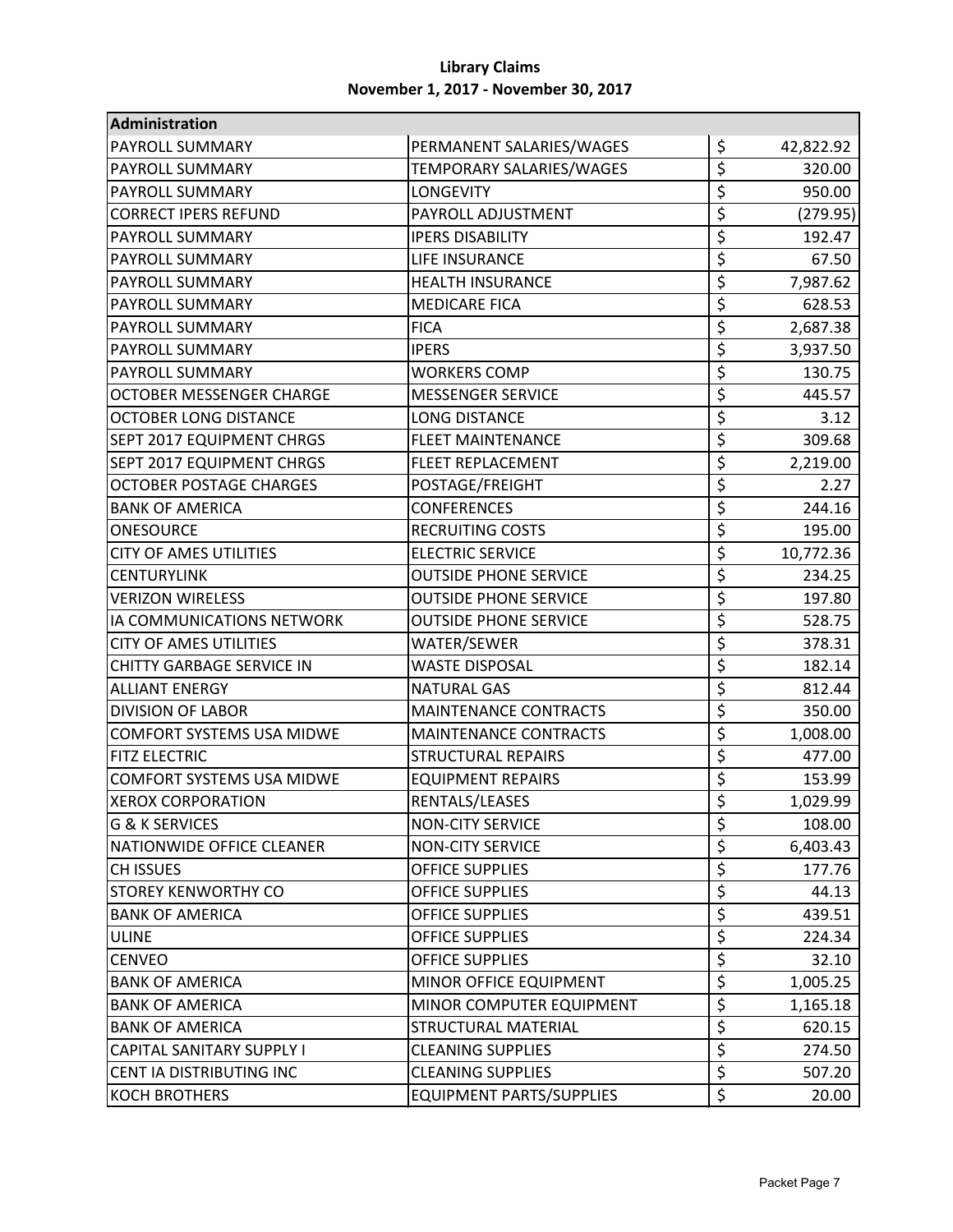# Library Claims

## November 1, 2017 - November 30, 2017

| Administration | | |
|---|---|---|
| PAYROLL SUMMARY | PERMANENT SALARIES/WAGES | $ 42,822.92 |
| PAYROLL SUMMARY | TEMPORARY SALARIES/WAGES | $ 320.00 |
| PAYROLL SUMMARY | LONGEVITY | $ 950.00 |
| CORRECT IPERS REFUND | PAYROLL ADJUSTMENT | $ (279.95) |
| PAYROLL SUMMARY | IPERS DISABILITY | $ 192.47 |
| PAYROLL SUMMARY | LIFE INSURANCE | $ 67.50 |
| PAYROLL SUMMARY | HEALTH INSURANCE | $ 7,987.62 |
| PAYROLL SUMMARY | MEDICARE FICA | $ 628.53 |
| PAYROLL SUMMARY | FICA | $ 2,687.38 |
| PAYROLL SUMMARY | IPERS | $ 3,937.50 |
| PAYROLL SUMMARY | WORKERS COMP | $ 130.75 |
| OCTOBER MESSENGER CHARGE | MESSENGER SERVICE | $ 445.57 |
| OCTOBER LONG DISTANCE | LONG DISTANCE | $ 3.12 |
| SEPT 2017 EQUIPMENT CHRGS | FLEET MAINTENANCE | $ 309.68 |
| SEPT 2017 EQUIPMENT CHRGS | FLEET REPLACEMENT | $ 2,219.00 |
| OCTOBER POSTAGE CHARGES | POSTAGE/FREIGHT | $ 2.27 |
| BANK OF AMERICA | CONFERENCES | $ 244.16 |
| ONESOURCE | RECRUITING COSTS | $ 195.00 |
| CITY OF AMES UTILITIES | ELECTRIC SERVICE | $ 10,772.36 |
| CENTURYLINK | OUTSIDE PHONE SERVICE | $ 234.25 |
| VERIZON WIRELESS | OUTSIDE PHONE SERVICE | $ 197.80 |
| IA COMMUNICATIONS NETWORK | OUTSIDE PHONE SERVICE | $ 528.75 |
| CITY OF AMES UTILITIES | WATER/SEWER | $ 378.31 |
| CHITTY GARBAGE SERVICE IN | WASTE DISPOSAL | $ 182.14 |
| ALLIANT ENERGY | NATURAL GAS | $ 812.44 |
| DIVISION OF LABOR | MAINTENANCE CONTRACTS | $ 350.00 |
| COMFORT SYSTEMS USA MIDWE | MAINTENANCE CONTRACTS | $ 1,008.00 |
| FITZ ELECTRIC | STRUCTURAL REPAIRS | $ 477.00 |
| COMFORT SYSTEMS USA MIDWE | EQUIPMENT REPAIRS | $ 153.99 |
| XEROX CORPORATION | RENTALS/LEASES | $ 1,029.99 |
| G & K SERVICES | NON-CITY SERVICE | $ 108.00 |
| NATIONWIDE OFFICE CLEANER | NON-CITY SERVICE | $ 6,403.43 |
| CH ISSUES | OFFICE SUPPLIES | $ 177.76 |
| STOREY KENWORTHY CO | OFFICE SUPPLIES | $ 44.13 |
| BANK OF AMERICA | OFFICE SUPPLIES | $ 439.51 |
| ULINE | OFFICE SUPPLIES | $ 224.34 |
| CENVEO | OFFICE SUPPLIES | $ 32.10 |
| BANK OF AMERICA | MINOR OFFICE EQUIPMENT | $ 1,005.25 |
| BANK OF AMERICA | MINOR COMPUTER EQUIPMENT | $ 1,165.18 |
| BANK OF AMERICA | STRUCTURAL MATERIAL | $ 620.15 |
| CAPITAL SANITARY SUPPLY I | CLEANING SUPPLIES | $ 274.50 |
| CENT IA DISTRIBUTING INC | CLEANING SUPPLIES | $ 507.20 |
| KOCH BROTHERS | EQUIPMENT PARTS/SUPPLIES | $ 20.00 |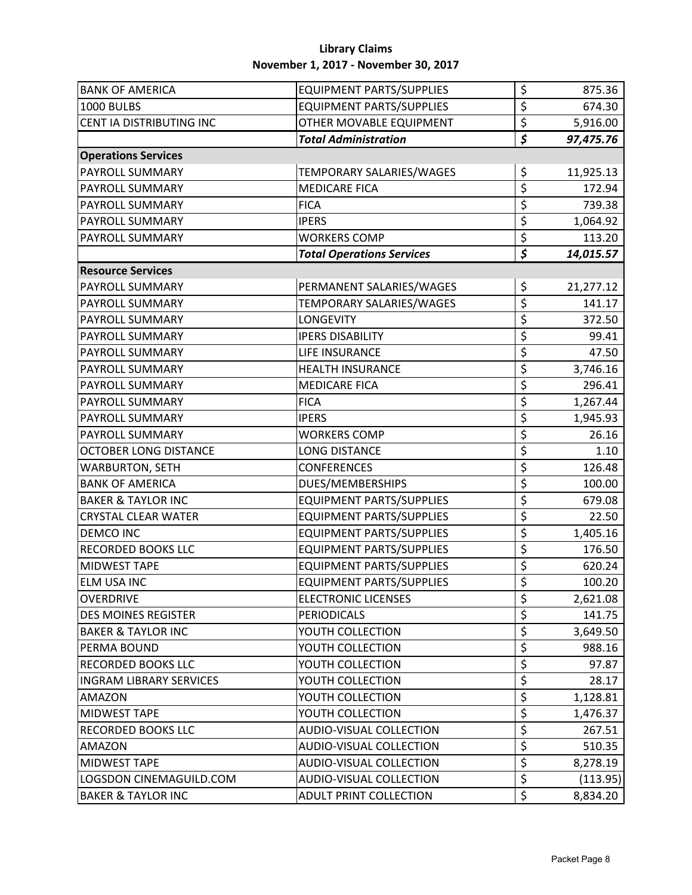**Library Claims**
**November 1, 2017 - November 30, 2017**

| | | |
|---|---|---|
| BANK OF AMERICA | EQUIPMENT PARTS/SUPPLIES | $ 875.36 |
| 1000 BULBS | EQUIPMENT PARTS/SUPPLIES | $ 674.30 |
| CENT IA DISTRIBUTING INC | OTHER MOVABLE EQUIPMENT | $ 5,916.00 |
| | ***Total Administration*** | ***$ 97,475.76*** |
| **Operations Services** | | |
| PAYROLL SUMMARY | TEMPORARY SALARIES/WAGES | $ 11,925.13 |
| PAYROLL SUMMARY | MEDICARE FICA | $ 172.94 |
| PAYROLL SUMMARY | FICA | $ 739.38 |
| PAYROLL SUMMARY | IPERS | $ 1,064.92 |
| PAYROLL SUMMARY | WORKERS COMP | $ 113.20 |
| | ***Total Operations Services*** | ***$ 14,015.57*** |
| **Resource Services** | | |
| PAYROLL SUMMARY | PERMANENT SALARIES/WAGES | $ 21,277.12 |
| PAYROLL SUMMARY | TEMPORARY SALARIES/WAGES | $ 141.17 |
| PAYROLL SUMMARY | LONGEVITY | $ 372.50 |
| PAYROLL SUMMARY | IPERS DISABILITY | $ 99.41 |
| PAYROLL SUMMARY | LIFE INSURANCE | $ 47.50 |
| PAYROLL SUMMARY | HEALTH INSURANCE | $ 3,746.16 |
| PAYROLL SUMMARY | MEDICARE FICA | $ 296.41 |
| PAYROLL SUMMARY | FICA | $ 1,267.44 |
| PAYROLL SUMMARY | IPERS | $ 1,945.93 |
| PAYROLL SUMMARY | WORKERS COMP | $ 26.16 |
| OCTOBER LONG DISTANCE | LONG DISTANCE | $ 1.10 |
| WARBURTON, SETH | CONFERENCES | $ 126.48 |
| BANK OF AMERICA | DUES/MEMBERSHIPS | $ 100.00 |
| BAKER & TAYLOR INC | EQUIPMENT PARTS/SUPPLIES | $ 679.08 |
| CRYSTAL CLEAR WATER | EQUIPMENT PARTS/SUPPLIES | $ 22.50 |
| DEMCO INC | EQUIPMENT PARTS/SUPPLIES | $ 1,405.16 |
| RECORDED BOOKS LLC | EQUIPMENT PARTS/SUPPLIES | $ 176.50 |
| MIDWEST TAPE | EQUIPMENT PARTS/SUPPLIES | $ 620.24 |
| ELM USA INC | EQUIPMENT PARTS/SUPPLIES | $ 100.20 |
| OVERDRIVE | ELECTRONIC LICENSES | $ 2,621.08 |
| DES MOINES REGISTER | PERIODICALS | $ 141.75 |
| BAKER & TAYLOR INC | YOUTH COLLECTION | $ 3,649.50 |
| PERMA BOUND | YOUTH COLLECTION | $ 988.16 |
| RECORDED BOOKS LLC | YOUTH COLLECTION | $ 97.87 |
| INGRAM LIBRARY SERVICES | YOUTH COLLECTION | $ 28.17 |
| AMAZON | YOUTH COLLECTION | $ 1,128.81 |
| MIDWEST TAPE | YOUTH COLLECTION | $ 1,476.37 |
| RECORDED BOOKS LLC | AUDIO-VISUAL COLLECTION | $ 267.51 |
| AMAZON | AUDIO-VISUAL COLLECTION | $ 510.35 |
| MIDWEST TAPE | AUDIO-VISUAL COLLECTION | $ 8,278.19 |
| LOGSDON CINEMAGUILD.COM | AUDIO-VISUAL COLLECTION | $ (113.95) |
| BAKER & TAYLOR INC | ADULT PRINT COLLECTION | $ 8,834.20 |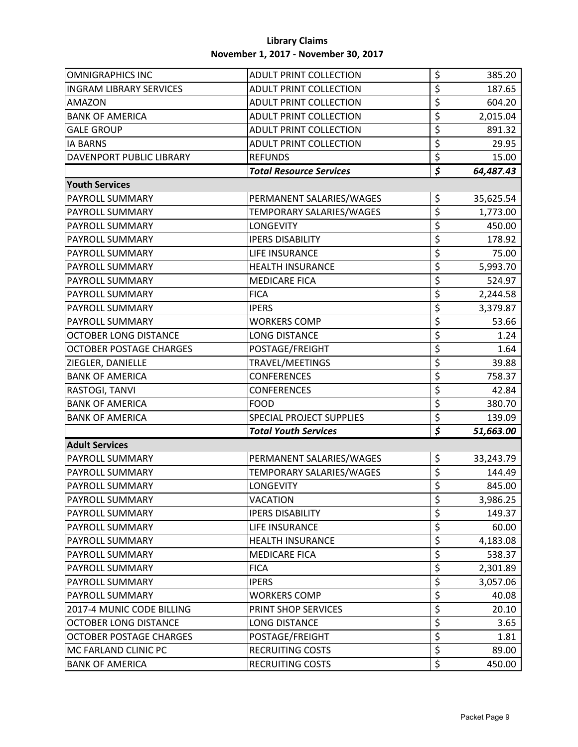**Library Claims**
**November 1, 2017 - November 30, 2017**

| | | | |
|---|---|---|---|
| OMNIGRAPHICS INC | ADULT PRINT COLLECTION | $ | 385.20 |
| INGRAM LIBRARY SERVICES | ADULT PRINT COLLECTION | $ | 187.65 |
| AMAZON | ADULT PRINT COLLECTION | $ | 604.20 |
| BANK OF AMERICA | ADULT PRINT COLLECTION | $ | 2,015.04 |
| GALE GROUP | ADULT PRINT COLLECTION | $ | 891.32 |
| IA BARNS | ADULT PRINT COLLECTION | $ | 29.95 |
| DAVENPORT PUBLIC LIBRARY | REFUNDS | $ | 15.00 |
| | ***Total Resource Services*** | ***$*** | ***64,487.43*** |
| **Youth Services** | | | |
| PAYROLL SUMMARY | PERMANENT SALARIES/WAGES | $ | 35,625.54 |
| PAYROLL SUMMARY | TEMPORARY SALARIES/WAGES | $ | 1,773.00 |
| PAYROLL SUMMARY | LONGEVITY | $ | 450.00 |
| PAYROLL SUMMARY | IPERS DISABILITY | $ | 178.92 |
| PAYROLL SUMMARY | LIFE INSURANCE | $ | 75.00 |
| PAYROLL SUMMARY | HEALTH INSURANCE | $ | 5,993.70 |
| PAYROLL SUMMARY | MEDICARE FICA | $ | 524.97 |
| PAYROLL SUMMARY | FICA | $ | 2,244.58 |
| PAYROLL SUMMARY | IPERS | $ | 3,379.87 |
| PAYROLL SUMMARY | WORKERS COMP | $ | 53.66 |
| OCTOBER LONG DISTANCE | LONG DISTANCE | $ | 1.24 |
| OCTOBER POSTAGE CHARGES | POSTAGE/FREIGHT | $ | 1.64 |
| ZIEGLER, DANIELLE | TRAVEL/MEETINGS | $ | 39.88 |
| BANK OF AMERICA | CONFERENCES | $ | 758.37 |
| RASTOGI, TANVI | CONFERENCES | $ | 42.84 |
| BANK OF AMERICA | FOOD | $ | 380.70 |
| BANK OF AMERICA | SPECIAL PROJECT SUPPLIES | $ | 139.09 |
| | ***Total Youth Services*** | ***$*** | ***51,663.00*** |
| **Adult Services** | | | |
| PAYROLL SUMMARY | PERMANENT SALARIES/WAGES | $ | 33,243.79 |
| PAYROLL SUMMARY | TEMPORARY SALARIES/WAGES | $ | 144.49 |
| PAYROLL SUMMARY | LONGEVITY | $ | 845.00 |
| PAYROLL SUMMARY | VACATION | $ | 3,986.25 |
| PAYROLL SUMMARY | IPERS DISABILITY | $ | 149.37 |
| PAYROLL SUMMARY | LIFE INSURANCE | $ | 60.00 |
| PAYROLL SUMMARY | HEALTH INSURANCE | $ | 4,183.08 |
| PAYROLL SUMMARY | MEDICARE FICA | $ | 538.37 |
| PAYROLL SUMMARY | FICA | $ | 2,301.89 |
| PAYROLL SUMMARY | IPERS | $ | 3,057.06 |
| PAYROLL SUMMARY | WORKERS COMP | $ | 40.08 |
| 2017-4 MUNIC CODE BILLING | PRINT SHOP SERVICES | $ | 20.10 |
| OCTOBER LONG DISTANCE | LONG DISTANCE | $ | 3.65 |
| OCTOBER POSTAGE CHARGES | POSTAGE/FREIGHT | $ | 1.81 |
| MC FARLAND CLINIC PC | RECRUITING COSTS | $ | 89.00 |
| BANK OF AMERICA | RECRUITING COSTS | $ | 450.00 |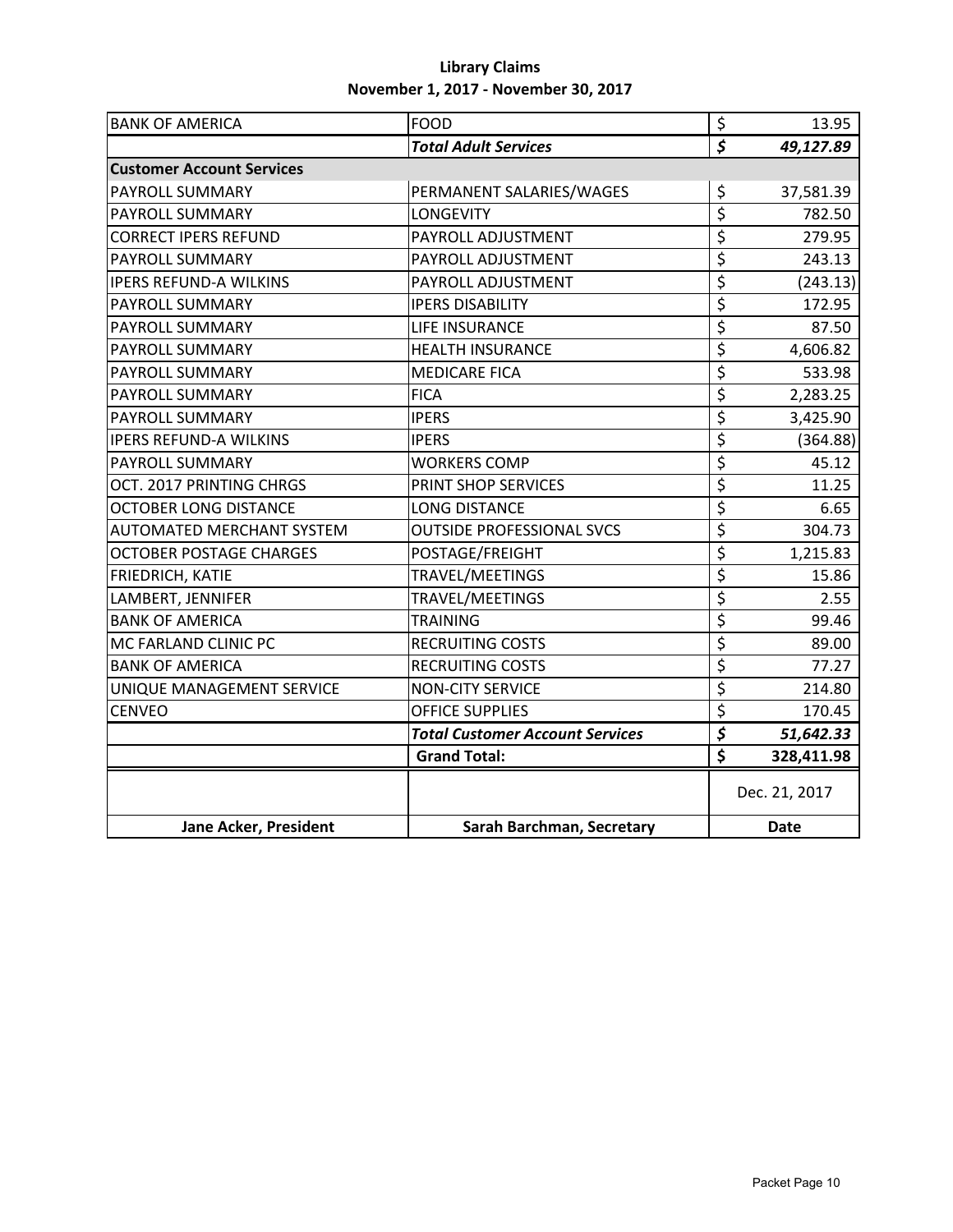**Library Claims**
**November 1, 2017 - November 30, 2017**

| | | |
|---|---|---|
| BANK OF AMERICA | FOOD | $ 13.95 |
| | ***Total Adult Services*** | ***$ 49,127.89*** |
| **Customer Account Services** | | |
| PAYROLL SUMMARY | PERMANENT SALARIES/WAGES | $ 37,581.39 |
| PAYROLL SUMMARY | LONGEVITY | $ 782.50 |
| CORRECT IPERS REFUND | PAYROLL ADJUSTMENT | $ 279.95 |
| PAYROLL SUMMARY | PAYROLL ADJUSTMENT | $ 243.13 |
| IPERS REFUND-A WILKINS | PAYROLL ADJUSTMENT | $ (243.13) |
| PAYROLL SUMMARY | IPERS DISABILITY | $ 172.95 |
| PAYROLL SUMMARY | LIFE INSURANCE | $ 87.50 |
| PAYROLL SUMMARY | HEALTH INSURANCE | $ 4,606.82 |
| PAYROLL SUMMARY | MEDICARE FICA | $ 533.98 |
| PAYROLL SUMMARY | FICA | $ 2,283.25 |
| PAYROLL SUMMARY | IPERS | $ 3,425.90 |
| IPERS REFUND-A WILKINS | IPERS | $ (364.88) |
| PAYROLL SUMMARY | WORKERS COMP | $ 45.12 |
| OCT. 2017 PRINTING CHRGS | PRINT SHOP SERVICES | $ 11.25 |
| OCTOBER LONG DISTANCE | LONG DISTANCE | $ 6.65 |
| AUTOMATED MERCHANT SYSTEM | OUTSIDE PROFESSIONAL SVCS | $ 304.73 |
| OCTOBER POSTAGE CHARGES | POSTAGE/FREIGHT | $ 1,215.83 |
| FRIEDRICH, KATIE | TRAVEL/MEETINGS | $ 15.86 |
| LAMBERT, JENNIFER | TRAVEL/MEETINGS | $ 2.55 |
| BANK OF AMERICA | TRAINING | $ 99.46 |
| MC FARLAND CLINIC PC | RECRUITING COSTS | $ 89.00 |
| BANK OF AMERICA | RECRUITING COSTS | $ 77.27 |
| UNIQUE MANAGEMENT SERVICE | NON-CITY SERVICE | $ 214.80 |
| CENVEO | OFFICE SUPPLIES | $ 170.45 |
| | ***Total Customer Account Services*** | ***$ 51,642.33*** |
| | **Grand Total:** | **$ 328,411.98** |
| | | Dec. 21, 2017 |
| **Jane Acker, President** | **Sarah Barchman, Secretary** | **Date** |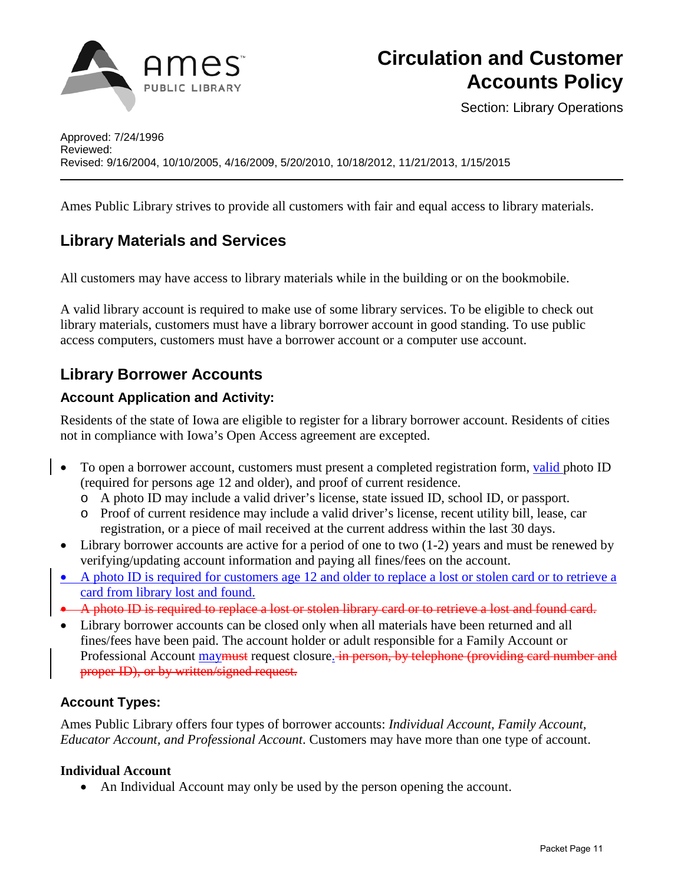# Circulation and Customer Accounts Policy

Section: Library Operations

Approved: 7/24/1996
Reviewed:
Revised: 9/16/2004, 10/10/2005, 4/16/2009, 5/20/2010, 10/18/2012, 11/21/2013, 1/15/2015

---

Ames Public Library strives to provide all customers with fair and equal access to library materials.

## Library Materials and Services

All customers may have access to library materials while in the building or on the bookmobile.

A valid library account is required to make use of some library services. To be eligible to check out library materials, customers must have a library borrower account in good standing. To use public access computers, customers must have a borrower account or a computer use account.

## Library Borrower Accounts

### Account Application and Activity:

Residents of the state of Iowa are eligible to register for a library borrower account. Residents of cities not in compliance with Iowa's Open Access agreement are excepted.

- To open a borrower account, customers must present a completed registration form, valid photo ID (required for persons age 12 and older), and proof of current residence.
  - A photo ID may include a valid driver's license, state issued ID, school ID, or passport.
  - Proof of current residence may include a valid driver's license, recent utility bill, lease, car registration, or a piece of mail received at the current address within the last 30 days.
- Library borrower accounts are active for a period of one to two (1-2) years and must be renewed by verifying/updating account information and paying all fines/fees on the account.
- A photo ID is required for customers age 12 and older to replace a lost or stolen card or to retrieve a card from library lost and found.
- ~~A photo ID is required to replace a lost or stolen library card or to retrieve a lost and found card.~~
- Library borrower accounts can be closed only when all materials have been returned and all fines/fees have been paid. The account holder or adult responsible for a Family Account or Professional Account may~~must~~ request closure.~~ in person, by telephone (providing card number and proper ID), or by written/signed request.~~

### Account Types:

Ames Public Library offers four types of borrower accounts: *Individual Account, Family Account, Educator Account, and Professional Account*. Customers may have more than one type of account.

**Individual Account**

- An Individual Account may only be used by the person opening the account.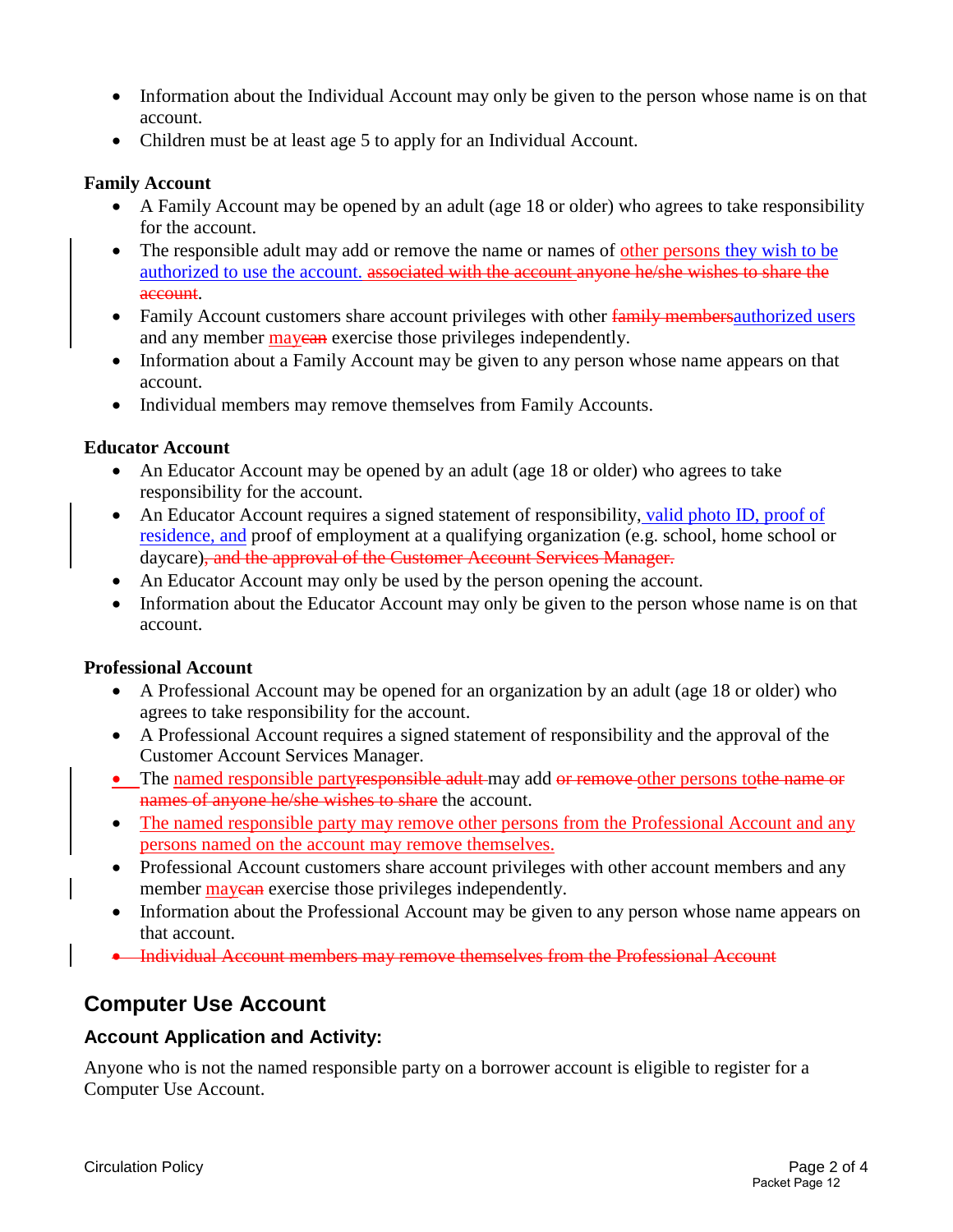- Information about the Individual Account may only be given to the person whose name is on that account.
- Children must be at least age 5 to apply for an Individual Account.

**Family Account**

- A Family Account may be opened by an adult (age 18 or older) who agrees to take responsibility for the account.
- The responsible adult may add or remove the name or names of other persons they wish to be authorized to use the account. ~~associated with the account anyone he/she wishes to share the account~~.
- Family Account customers share account privileges with other ~~family members~~authorized users and any member may~~can~~ exercise those privileges independently.
- Information about a Family Account may be given to any person whose name appears on that account.
- Individual members may remove themselves from Family Accounts.

**Educator Account**

- An Educator Account may be opened by an adult (age 18 or older) who agrees to take responsibility for the account.
- An Educator Account requires a signed statement of responsibility, valid photo ID, proof of residence, and proof of employment at a qualifying organization (e.g. school, home school or daycare)~~, and the approval of the Customer Account Services Manager.~~
- An Educator Account may only be used by the person opening the account.
- Information about the Educator Account may only be given to the person whose name is on that account.

**Professional Account**

- A Professional Account may be opened for an organization by an adult (age 18 or older) who agrees to take responsibility for the account.
- A Professional Account requires a signed statement of responsibility and the approval of the Customer Account Services Manager.
- The named responsible party~~responsible adult~~ may add ~~or remove~~ other persons to~~the name or names of anyone he/she wishes to share~~ the account.
- The named responsible party may remove other persons from the Professional Account and any persons named on the account may remove themselves.
- Professional Account customers share account privileges with other account members and any member may~~can~~ exercise those privileges independently.
- Information about the Professional Account may be given to any person whose name appears on that account.
- ~~Individual Account members may remove themselves from the Professional Account~~

## Computer Use Account

### Account Application and Activity:

Anyone who is not the named responsible party on a borrower account is eligible to register for a Computer Use Account.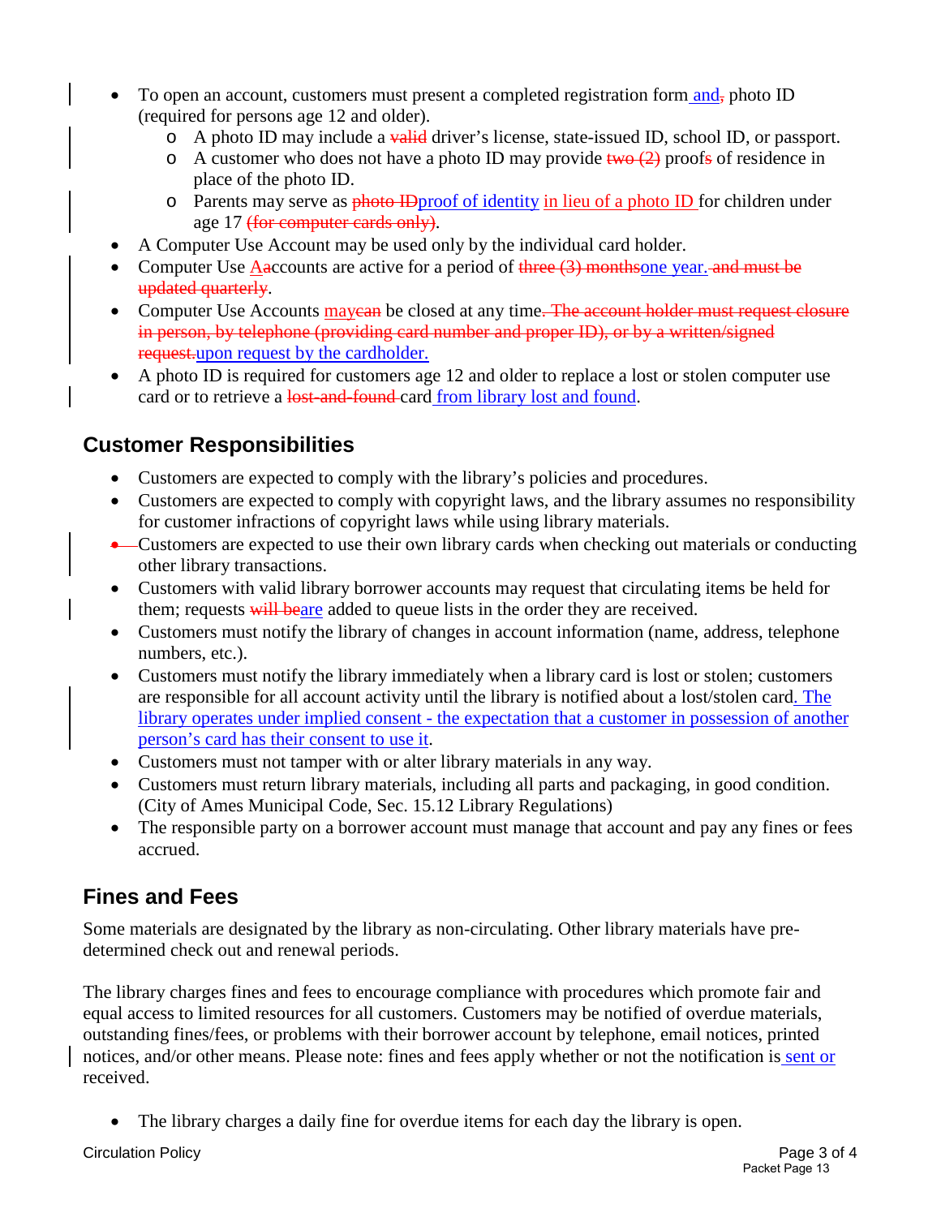- To open an account, customers must present a completed registration form and~~,~~ photo ID (required for persons age 12 and older).
  - A photo ID may include a ~~valid~~ driver's license, state-issued ID, school ID, or passport.
  - A customer who does not have a photo ID may provide ~~two (2)~~ proof~~s~~ of residence in place of the photo ID.
  - Parents may serve as ~~photo ID~~proof of identity in lieu of a photo ID for children under age 17 ~~(for computer cards only)~~.
- A Computer Use Account may be used only by the individual card holder.
- Computer Use A~~a~~ccounts are active for a period of ~~three (3) months~~one year.~~ and must be updated quarterly~~.
- Computer Use Accounts may~~can~~ be closed at any time~~. The account holder must request closure in person, by telephone (providing card number and proper ID), or by a written/signed request.~~ upon request by the cardholder.
- A photo ID is required for customers age 12 and older to replace a lost or stolen computer use card or to retrieve a ~~lost-and-found~~ card from library lost and found.

## Customer Responsibilities

- Customers are expected to comply with the library's policies and procedures.
- Customers are expected to comply with copyright laws, and the library assumes no responsibility for customer infractions of copyright laws while using library materials.
- Customers are expected to use their own library cards when checking out materials or conducting other library transactions.
- Customers with valid library borrower accounts may request that circulating items be held for them; requests ~~will be~~are added to queue lists in the order they are received.
- Customers must notify the library of changes in account information (name, address, telephone numbers, etc.).
- Customers must notify the library immediately when a library card is lost or stolen; customers are responsible for all account activity until the library is notified about a lost/stolen card. The library operates under implied consent - the expectation that a customer in possession of another person's card has their consent to use it.
- Customers must not tamper with or alter library materials in any way.
- Customers must return library materials, including all parts and packaging, in good condition. (City of Ames Municipal Code, Sec. 15.12 Library Regulations)
- The responsible party on a borrower account must manage that account and pay any fines or fees accrued.

## Fines and Fees

Some materials are designated by the library as non-circulating. Other library materials have pre-determined check out and renewal periods.

The library charges fines and fees to encourage compliance with procedures which promote fair and equal access to limited resources for all customers. Customers may be notified of overdue materials, outstanding fines/fees, or problems with their borrower account by telephone, email notices, printed notices, and/or other means. Please note: fines and fees apply whether or not the notification is sent or received.

- The library charges a daily fine for overdue items for each day the library is open.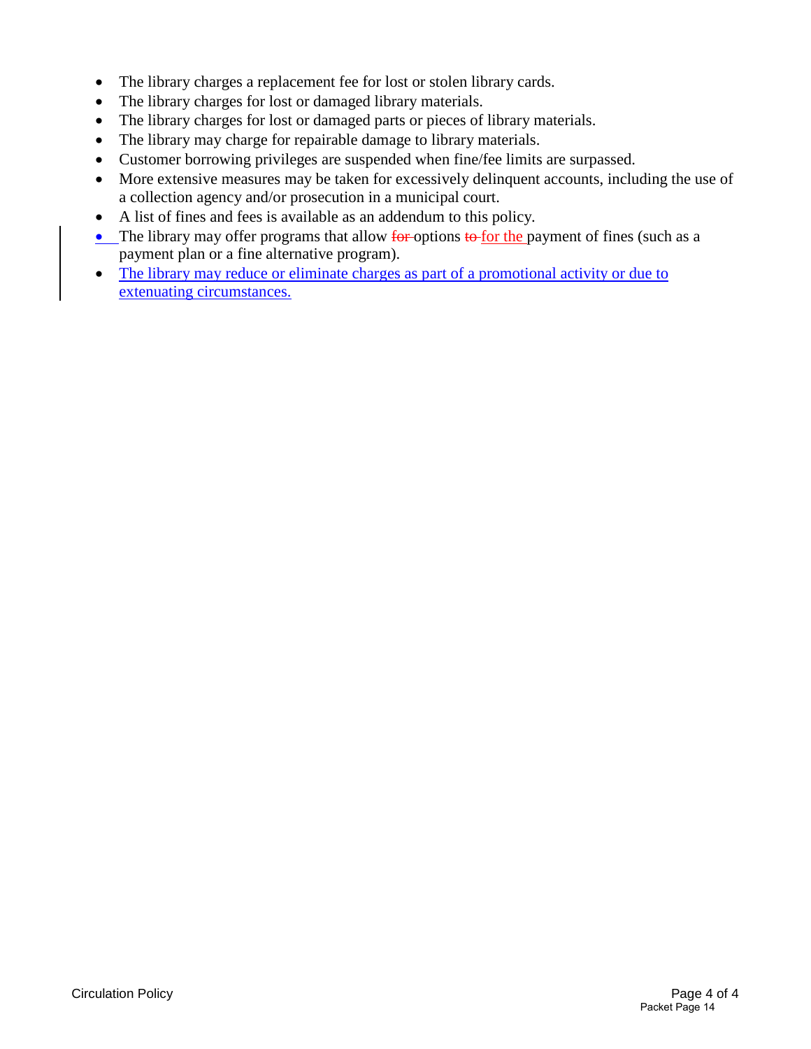- The library charges a replacement fee for lost or stolen library cards.
- The library charges for lost or damaged library materials.
- The library charges for lost or damaged parts or pieces of library materials.
- The library may charge for repairable damage to library materials.
- Customer borrowing privileges are suspended when fine/fee limits are surpassed.
- More extensive measures may be taken for excessively delinquent accounts, including the use of a collection agency and/or prosecution in a municipal court.
- A list of fines and fees is available as an addendum to this policy.
- The library may offer programs that allow ~~for~~ options ~~to~~ for the payment of fines (such as a payment plan or a fine alternative program).
- The library may reduce or eliminate charges as part of a promotional activity or due to extenuating circumstances.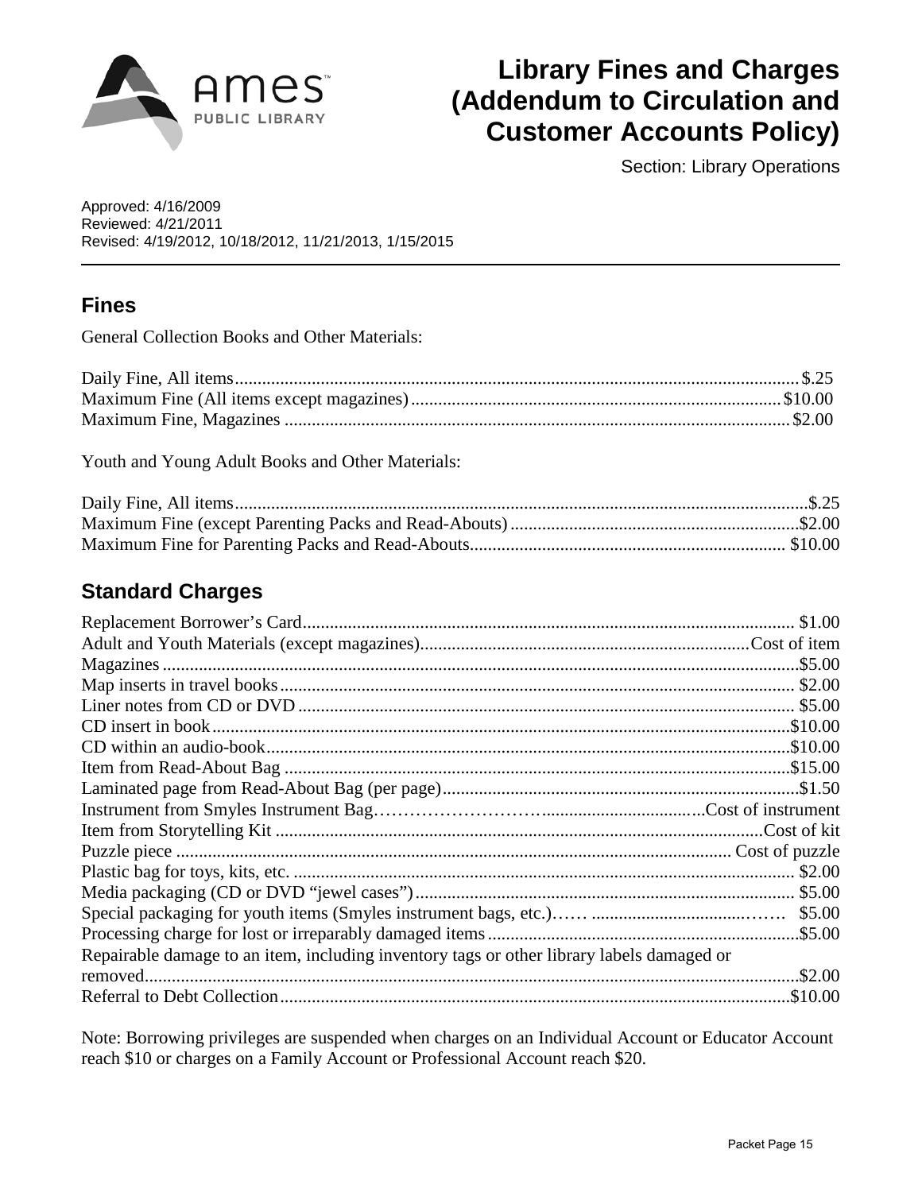# Library Fines and Charges (Addendum to Circulation and Customer Accounts Policy)

Section: Library Operations

Approved: 4/16/2009
Reviewed: 4/21/2011
Revised: 4/19/2012, 10/18/2012, 11/21/2013, 1/15/2015

---

## Fines

General Collection Books and Other Materials:

| Item | Charge |
| --- | --- |
| Daily Fine, All items | $.25 |
| Maximum Fine (All items except magazines) | $10.00 |
| Maximum Fine, Magazines | $2.00 |

Youth and Young Adult Books and Other Materials:

| Item | Charge |
| --- | --- |
| Daily Fine, All items | $.25 |
| Maximum Fine (except Parenting Packs and Read-Abouts) | $2.00 |
| Maximum Fine for Parenting Packs and Read-Abouts | $10.00 |

## Standard Charges

| Item | Charge |
| --- | --- |
| Replacement Borrower's Card | $1.00 |
| Adult and Youth Materials (except magazines) | Cost of item |
| Magazines | $5.00 |
| Map inserts in travel books | $2.00 |
| Liner notes from CD or DVD | $5.00 |
| CD insert in book | $10.00 |
| CD within an audio-book | $10.00 |
| Item from Read-About Bag | $15.00 |
| Laminated page from Read-About Bag (per page) | $1.50 |
| Instrument from Smyles Instrument Bag | Cost of instrument |
| Item from Storytelling Kit | Cost of kit |
| Puzzle piece | Cost of puzzle |
| Plastic bag for toys, kits, etc. | $2.00 |
| Media packaging (CD or DVD "jewel cases") | $5.00 |
| Special packaging for youth items (Smyles instrument bags, etc.) | $5.00 |
| Processing charge for lost or irreparably damaged items | $5.00 |
| Repairable damage to an item, including inventory tags or other library labels damaged or removed | $2.00 |
| Referral to Debt Collection | $10.00 |

Note: Borrowing privileges are suspended when charges on an Individual Account or Educator Account reach $10 or charges on a Family Account or Professional Account reach $20.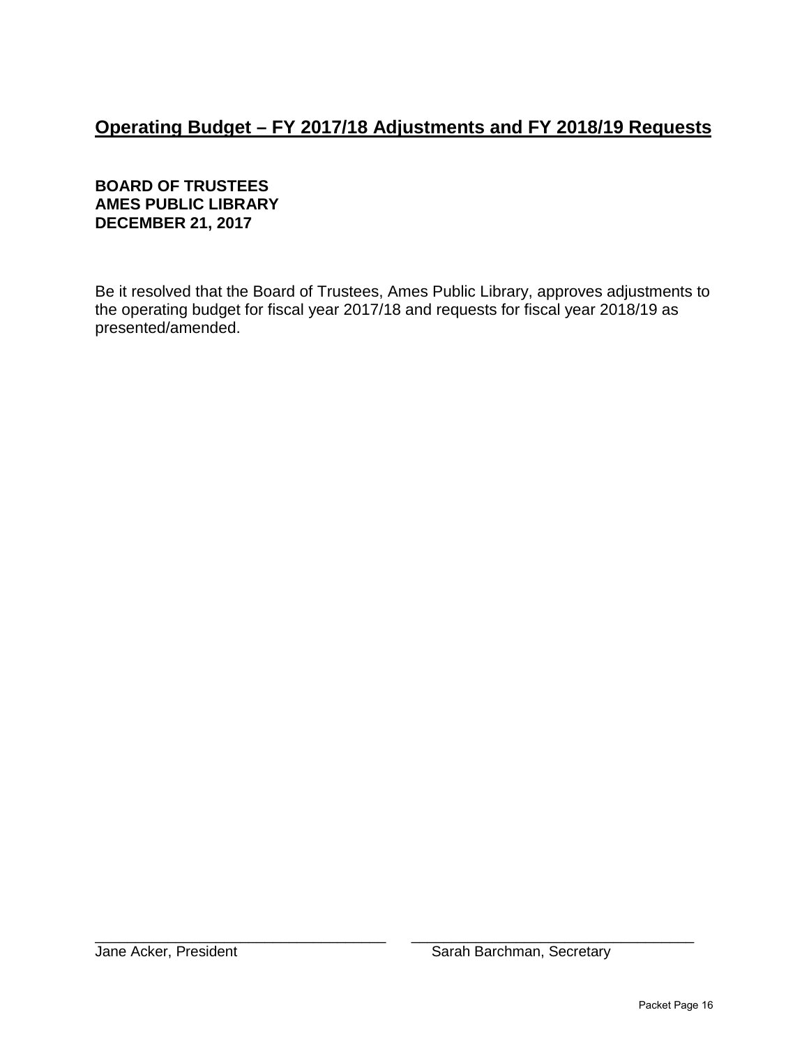## Operating Budget – FY 2017/18 Adjustments and FY 2018/19 Requests

**BOARD OF TRUSTEES**
**AMES PUBLIC LIBRARY**
**DECEMBER 21, 2017**

Be it resolved that the Board of Trustees, Ames Public Library, approves adjustments to the operating budget for fiscal year 2017/18 and requests for fiscal year 2018/19 as presented/amended.

\_\_\_\_\_\_\_\_\_\_\_\_\_\_\_\_\_\_\_\_\_\_\_\_\_\_\_\_\_\_\_\_\_\_\_ \_\_\_\_\_\_\_\_\_\_\_\_\_\_\_\_\_\_\_\_\_\_\_\_\_\_\_\_\_\_\_\_\_\_\_
Jane Acker, President Sarah Barchman, Secretary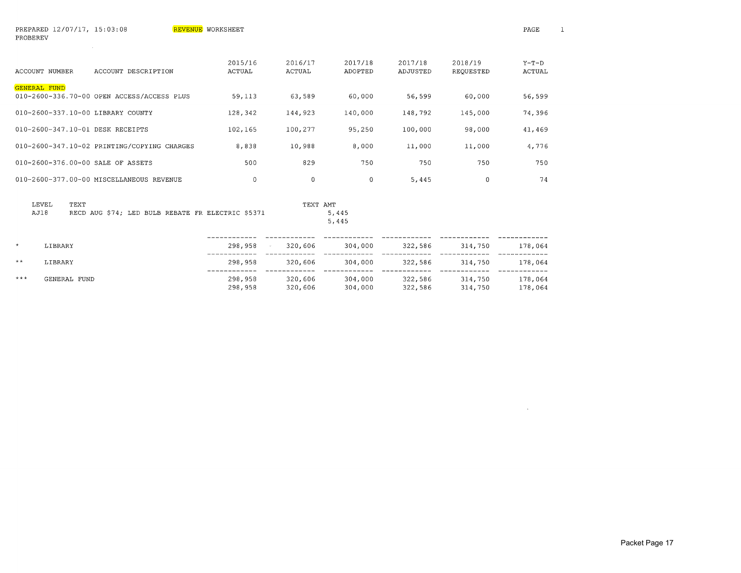PREPARED 12/07/17, 15:03:08 REVENUE WORKSHEET
PROBEREV

| ACCOUNT NUMBER | ACCOUNT DESCRIPTION | 2015/16 ACTUAL | 2016/17 ACTUAL | 2017/18 ADOPTED | 2017/18 ADJUSTED | 2018/19 REQUESTED | Y-T-D ACTUAL |
|---|---|---|---|---|---|---|---|
| **GENERAL FUND** | | | | | | | |
| 010-2600-336.70-00 | OPEN ACCESS/ACCESS PLUS | 59,113 | 63,589 | 60,000 | 56,599 | 60,000 | 56,599 |
| 010-2600-337.10-00 | LIBRARY COUNTY | 128,342 | 144,923 | 140,000 | 148,792 | 145,000 | 74,396 |
| 010-2600-347.10-01 | DESK RECEIPTS | 102,165 | 100,277 | 95,250 | 100,000 | 98,000 | 41,469 |
| 010-2600-347.10-02 | PRINTING/COPYING CHARGES | 8,838 | 10,988 | 8,000 | 11,000 | 11,000 | 4,776 |
| 010-2600-376.00-00 | SALE OF ASSETS | 500 | 829 | 750 | 750 | 750 | 750 |
| 010-2600-377.00-00 | MISCELLANEOUS REVENUE | 0 | 0 | 0 | 5,445 | 0 | 74 |

| LEVEL | TEXT | TEXT AMT |
|---|---|---|
| AJ18 | RECD AUG $74; LED BULB REBATE FR ELECTRIC $5371 | 5,445 |
| | | 5,445 |

| | | 2015/16 ACTUAL | 2016/17 ACTUAL | 2017/18 ADOPTED | 2017/18 ADJUSTED | 2018/19 REQUESTED | Y-T-D ACTUAL |
|---|---|---|---|---|---|---|---|
| * | LIBRARY | 298,958 | 320,606 | 304,000 | 322,586 | 314,750 | 178,064 |
| ** | LIBRARY | 298,958 | 320,606 | 304,000 | 322,586 | 314,750 | 178,064 |
| *** | GENERAL FUND | 298,958 | 320,606 | 304,000 | 322,586 | 314,750 | 178,064 |
| | | 298,958 | 320,606 | 304,000 | 322,586 | 314,750 | 178,064 |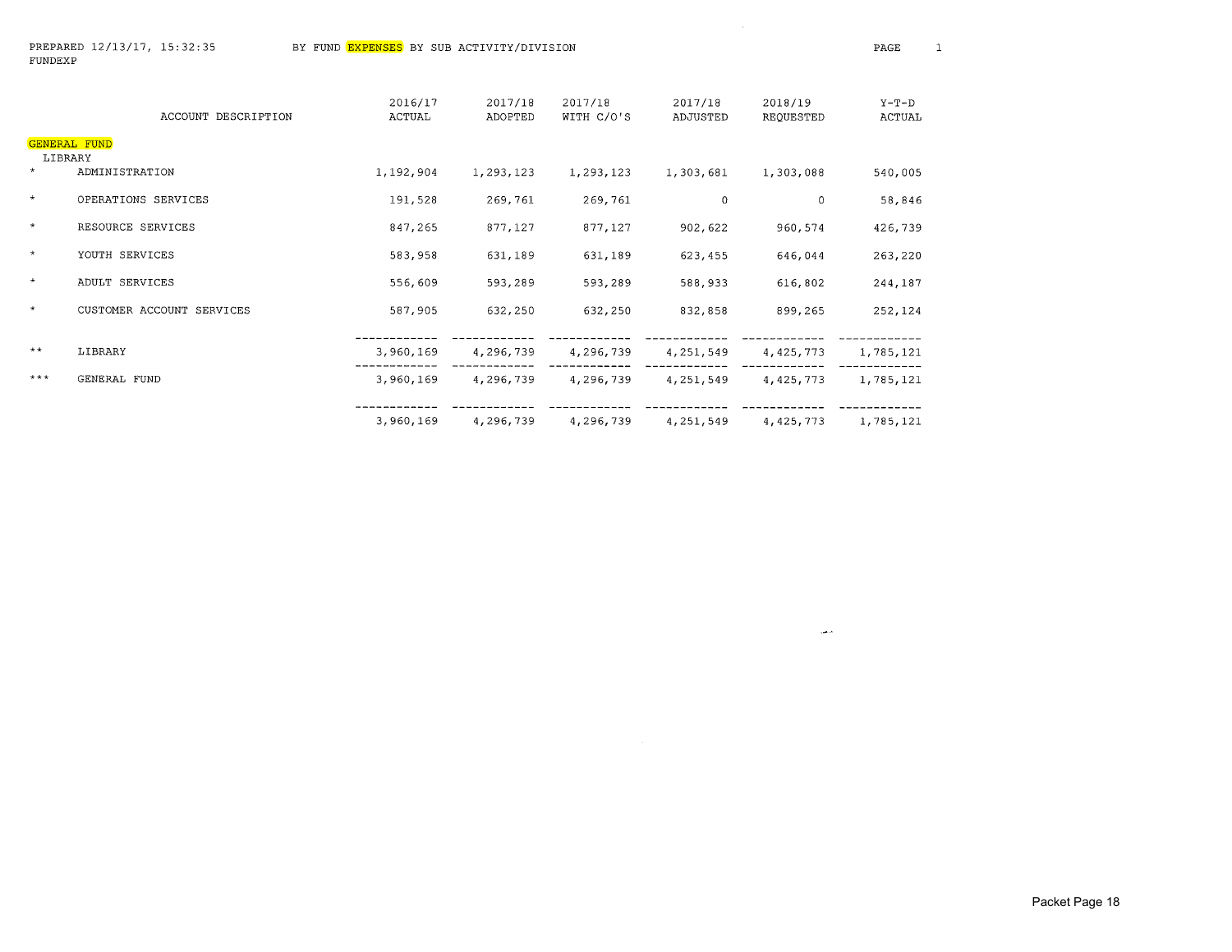PREPARED 12/13/17, 15:32:35 BY FUND EXPENSES BY SUB ACTIVITY/DIVISION

FUNDEXP

| | ACCOUNT DESCRIPTION | 2016/17 ACTUAL | 2017/18 ADOPTED | 2017/18 WITH C/O'S | 2017/18 ADJUSTED | 2018/19 REQUESTED | Y-T-D ACTUAL |
|---|---|---|---|---|---|---|---|
| | GENERAL FUND | | | | | | |
| | LIBRARY | | | | | | |
| * | ADMINISTRATION | 1,192,904 | 1,293,123 | 1,293,123 | 1,303,681 | 1,303,088 | 540,005 |
| * | OPERATIONS SERVICES | 191,528 | 269,761 | 269,761 | 0 | 0 | 58,846 |
| * | RESOURCE SERVICES | 847,265 | 877,127 | 877,127 | 902,622 | 960,574 | 426,739 |
| * | YOUTH SERVICES | 583,958 | 631,189 | 631,189 | 623,455 | 646,044 | 263,220 |
| * | ADULT SERVICES | 556,609 | 593,289 | 593,289 | 588,933 | 616,802 | 244,187 |
| * | CUSTOMER ACCOUNT SERVICES | 587,905 | 632,250 | 632,250 | 832,858 | 899,265 | 252,124 |
| ** | LIBRARY | 3,960,169 | 4,296,739 | 4,296,739 | 4,251,549 | 4,425,773 | 1,785,121 |
| *** | GENERAL FUND | 3,960,169 | 4,296,739 | 4,296,739 | 4,251,549 | 4,425,773 | 1,785,121 |
| | | 3,960,169 | 4,296,739 | 4,296,739 | 4,251,549 | 4,425,773 | 1,785,121 |

Packet Page 18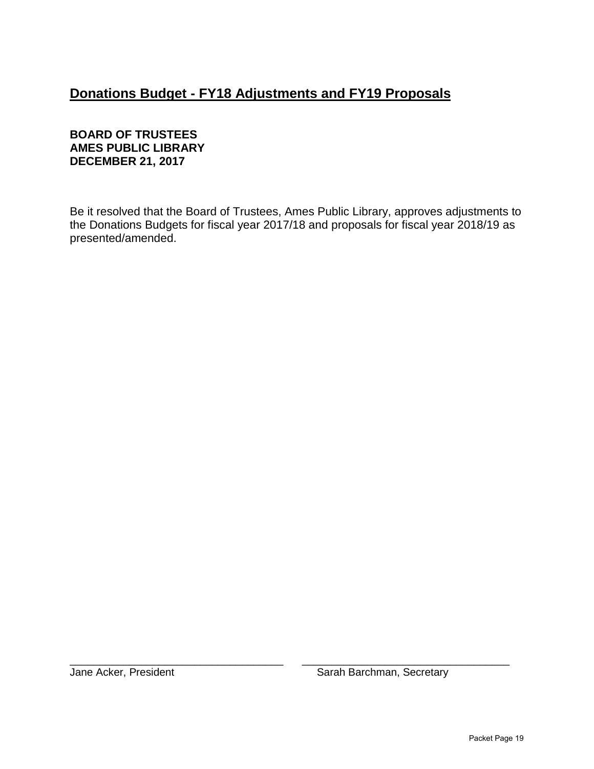## Donations Budget - FY18 Adjustments and FY19 Proposals

**BOARD OF TRUSTEES**
**AMES PUBLIC LIBRARY**
**DECEMBER 21, 2017**

Be it resolved that the Board of Trustees, Ames Public Library, approves adjustments to the Donations Budgets for fiscal year 2017/18 and proposals for fiscal year 2018/19 as presented/amended.

\_\_\_\_\_\_\_\_\_\_\_\_\_\_\_\_\_\_\_\_\_\_\_\_\_\_\_\_\_\_\_\_\_\_\_\_ \_\_\_\_\_\_\_\_\_\_\_\_\_\_\_\_\_\_\_\_\_\_\_\_\_\_\_\_\_\_\_\_\_\_\_\_

Jane Acker, President                Sarah Barchman, Secretary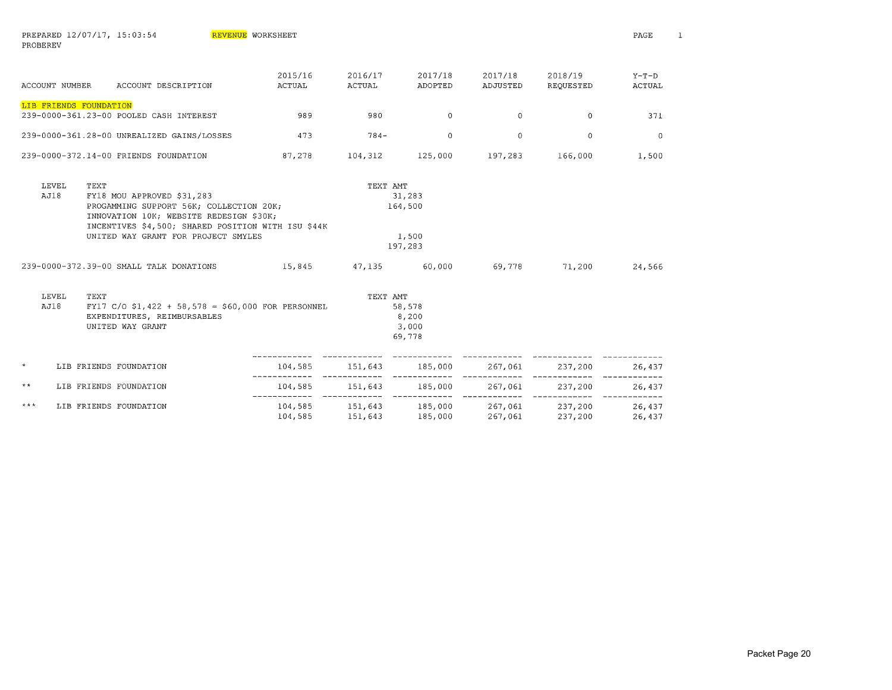PREPARED 12/07/17, 15:03:54 REVENUE WORKSHEET
PROBEREV

| ACCOUNT NUMBER | ACCOUNT DESCRIPTION | 2015/16 ACTUAL | 2016/17 ACTUAL | 2017/18 ADOPTED | 2017/18 ADJUSTED | 2018/19 REQUESTED | Y-T-D ACTUAL |
|---|---|---|---|---|---|---|---|
| **LIB FRIENDS FOUNDATION** | | | | | | | |
| 239-0000-361.23-00 | POOLED CASH INTEREST | 989 | 980 | 0 | 0 | 0 | 371 |
| 239-0000-361.28-00 | UNREALIZED GAINS/LOSSES | 473 | 784- | 0 | 0 | 0 | 0 |
| 239-0000-372.14-00 | FRIENDS FOUNDATION | 87,278 | 104,312 | 125,000 | 197,283 | 166,000 | 1,500 |

| LEVEL | TEXT | TEXT AMT |
|---|---|---|
| AJ18 | FY18 MOU APPROVED $31,283 | 31,283 |
| | PROGAMMING SUPPORT 56K; COLLECTION 20K; INNOVATION 10K; WEBSITE REDESIGN $30K; INCENTIVES $4,500; SHARED POSITION WITH ISU $44K | 164,500 |
| | UNITED WAY GRANT FOR PROJECT SMYLES | 1,500 |
| | | 197,283 |

| ACCOUNT NUMBER | ACCOUNT DESCRIPTION | 2015/16 ACTUAL | 2016/17 ACTUAL | 2017/18 ADOPTED | 2017/18 ADJUSTED | 2018/19 REQUESTED | Y-T-D ACTUAL |
|---|---|---|---|---|---|---|---|
| 239-0000-372.39-00 | SMALL TALK DONATIONS | 15,845 | 47,135 | 60,000 | 69,778 | 71,200 | 24,566 |

| LEVEL | TEXT | TEXT AMT |
|---|---|---|
| AJ18 | FY17 C/O $1,422 + 58,578 = $60,000 FOR PERSONNEL | 58,578 |
| | EXPENDITURES, REIMBURSABLES | 8,200 |
| | UNITED WAY GRANT | 3,000 |
| | | 69,778 |

| | | 2015/16 ACTUAL | 2016/17 ACTUAL | 2017/18 ADOPTED | 2017/18 ADJUSTED | 2018/19 REQUESTED | Y-T-D ACTUAL |
|---|---|---|---|---|---|---|---|
| * | LIB FRIENDS FOUNDATION | 104,585 | 151,643 | 185,000 | 267,061 | 237,200 | 26,437 |
| ** | LIB FRIENDS FOUNDATION | 104,585 | 151,643 | 185,000 | 267,061 | 237,200 | 26,437 |
| *** | LIB FRIENDS FOUNDATION | 104,585 | 151,643 | 185,000 | 267,061 | 237,200 | 26,437 |
| | | 104,585 | 151,643 | 185,000 | 267,061 | 237,200 | 26,437 |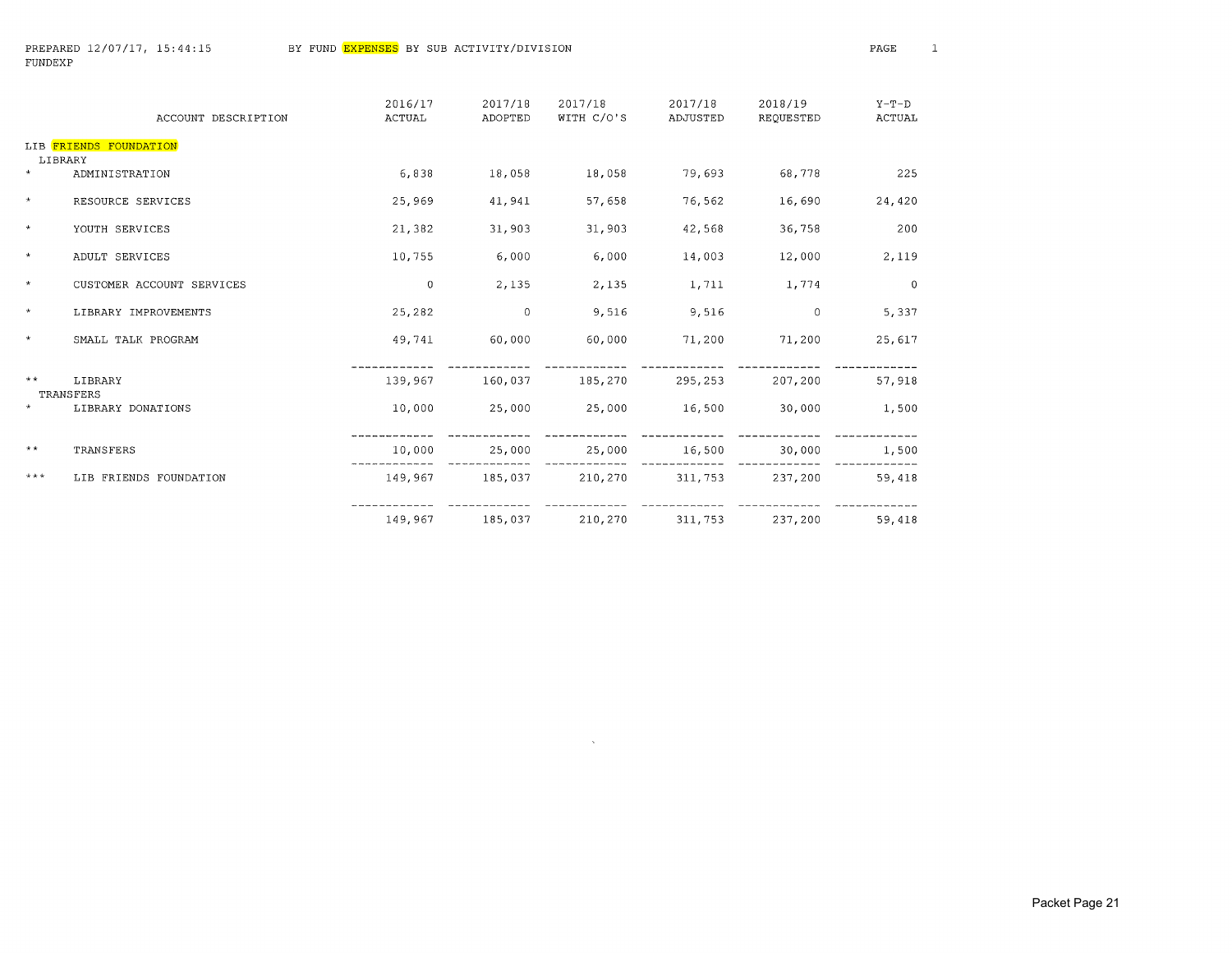PREPARED 12/07/17, 15:44:15 BY FUND EXPENSES BY SUB ACTIVITY/DIVISION

FUNDEXP

| | ACCOUNT DESCRIPTION | 2016/17 ACTUAL | 2017/18 ADOPTED | 2017/18 WITH C/O'S | 2017/18 ADJUSTED | 2018/19 REQUESTED | Y-T-D ACTUAL |
|---|---|---|---|---|---|---|---|
| | LIB FRIENDS FOUNDATION | | | | | | |
| | LIBRARY | | | | | | |
| * | ADMINISTRATION | 6,838 | 18,058 | 18,058 | 79,693 | 68,778 | 225 |
| * | RESOURCE SERVICES | 25,969 | 41,941 | 57,658 | 76,562 | 16,690 | 24,420 |
| * | YOUTH SERVICES | 21,382 | 31,903 | 31,903 | 42,568 | 36,758 | 200 |
| * | ADULT SERVICES | 10,755 | 6,000 | 6,000 | 14,003 | 12,000 | 2,119 |
| * | CUSTOMER ACCOUNT SERVICES | 0 | 2,135 | 2,135 | 1,711 | 1,774 | 0 |
| * | LIBRARY IMPROVEMENTS | 25,282 | 0 | 9,516 | 9,516 | 0 | 5,337 |
| * | SMALL TALK PROGRAM | 49,741 | 60,000 | 60,000 | 71,200 | 71,200 | 25,617 |
| ** | LIBRARY | 139,967 | 160,037 | 185,270 | 295,253 | 207,200 | 57,918 |
| | TRANSFERS | | | | | | |
| * | LIBRARY DONATIONS | 10,000 | 25,000 | 25,000 | 16,500 | 30,000 | 1,500 |
| ** | TRANSFERS | 10,000 | 25,000 | 25,000 | 16,500 | 30,000 | 1,500 |
| *** | LIB FRIENDS FOUNDATION | 149,967 | 185,037 | 210,270 | 311,753 | 237,200 | 59,418 |
| | | 149,967 | 185,037 | 210,270 | 311,753 | 237,200 | 59,418 |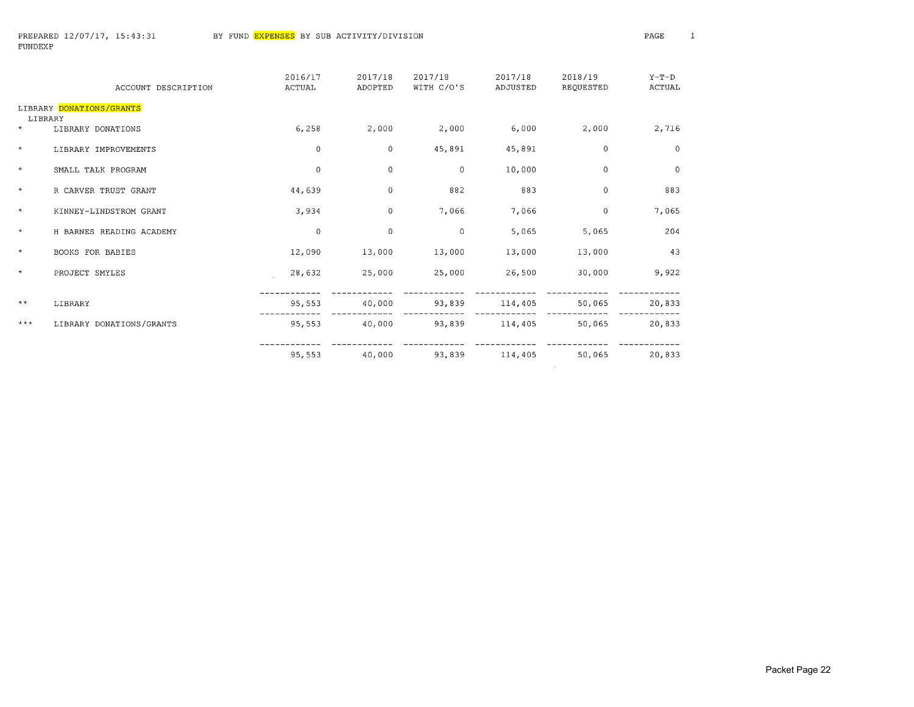PREPARED 12/07/17, 15:43:31 BY FUND EXPENSES BY SUB ACTIVITY/DIVISION

FUNDEXP

| | ACCOUNT DESCRIPTION | 2016/17 ACTUAL | 2017/18 ADOPTED | 2017/18 WITH C/O'S | 2017/18 ADJUSTED | 2018/19 REQUESTED | Y-T-D ACTUAL |
|---|---|---|---|---|---|---|---|
| | LIBRARY DONATIONS/GRANTS | | | | | | |
| | LIBRARY | | | | | | |
| * | LIBRARY DONATIONS | 6,258 | 2,000 | 2,000 | 6,000 | 2,000 | 2,716 |
| * | LIBRARY IMPROVEMENTS | 0 | 0 | 45,891 | 45,891 | 0 | 0 |
| * | SMALL TALK PROGRAM | 0 | 0 | 0 | 10,000 | 0 | 0 |
| * | R CARVER TRUST GRANT | 44,639 | 0 | 882 | 883 | 0 | 883 |
| * | KINNEY-LINDSTROM GRANT | 3,934 | 0 | 7,066 | 7,066 | 0 | 7,065 |
| * | H BARNES READING ACADEMY | 0 | 0 | 0 | 5,065 | 5,065 | 204 |
| * | BOOKS FOR BABIES | 12,090 | 13,000 | 13,000 | 13,000 | 13,000 | 43 |
| * | PROJECT SMYLES | 28,632 | 25,000 | 25,000 | 26,500 | 30,000 | 9,922 |
| ** | LIBRARY | 95,553 | 40,000 | 93,839 | 114,405 | 50,065 | 20,833 |
| *** | LIBRARY DONATIONS/GRANTS | 95,553 | 40,000 | 93,839 | 114,405 | 50,065 | 20,833 |
| | | 95,553 | 40,000 | 93,839 | 114,405 | 50,065 | 20,833 |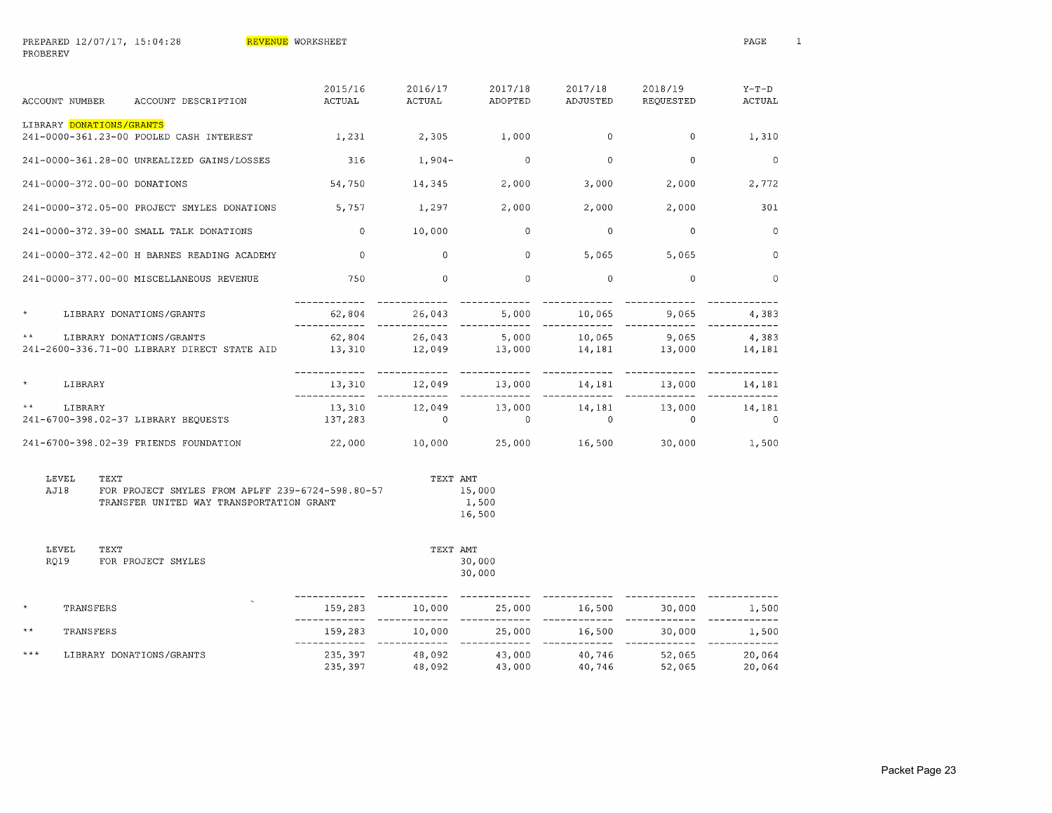PREPARED 12/07/17, 15:04:28 REVENUE WORKSHEET
PROBEREV

| ACCOUNT NUMBER | ACCOUNT DESCRIPTION | 2015/16 ACTUAL | 2016/17 ACTUAL | 2017/18 ADOPTED | 2017/18 ADJUSTED | 2018/19 REQUESTED | Y-T-D ACTUAL |
|---|---|---|---|---|---|---|---|
| LIBRARY DONATIONS/GRANTS | | | | | | | |
| 241-0000-361.23-00 | POOLED CASH INTEREST | 1,231 | 2,305 | 1,000 | 0 | 0 | 1,310 |
| 241-0000-361.28-00 | UNREALIZED GAINS/LOSSES | 316 | 1,904- | 0 | 0 | 0 | 0 |
| 241-0000-372.00-00 | DONATIONS | 54,750 | 14,345 | 2,000 | 3,000 | 2,000 | 2,772 |
| 241-0000-372.05-00 | PROJECT SMYLES DONATIONS | 5,757 | 1,297 | 2,000 | 2,000 | 2,000 | 301 |
| 241-0000-372.39-00 | SMALL TALK DONATIONS | 0 | 10,000 | 0 | 0 | 0 | 0 |
| 241-0000-372.42-00 | H BARNES READING ACADEMY | 0 | 0 | 0 | 5,065 | 5,065 | 0 |
| 241-0000-377.00-00 | MISCELLANEOUS REVENUE | 750 | 0 | 0 | 0 | 0 | 0 |
| * | LIBRARY DONATIONS/GRANTS | 62,804 | 26,043 | 5,000 | 10,065 | 9,065 | 4,383 |
| ** | LIBRARY DONATIONS/GRANTS | 62,804 | 26,043 | 5,000 | 10,065 | 9,065 | 4,383 |
| 241-2600-336.71-00 | LIBRARY DIRECT STATE AID | 13,310 | 12,049 | 13,000 | 14,181 | 13,000 | 14,181 |
| * | LIBRARY | 13,310 | 12,049 | 13,000 | 14,181 | 13,000 | 14,181 |
| ** | LIBRARY | 13,310 | 12,049 | 13,000 | 14,181 | 13,000 | 14,181 |
| 241-6700-398.02-37 | LIBRARY BEQUESTS | 137,283 | 0 | 0 | 0 | 0 | 0 |
| 241-6700-398.02-39 | FRIENDS FOUNDATION | 22,000 | 10,000 | 25,000 | 16,500 | 30,000 | 1,500 |

| LEVEL | TEXT | TEXT AMT |
|---|---|---|
| AJ18 | FOR PROJECT SMYLES FROM APLFF 239-6724-598.80-57 | 15,000 |
| | TRANSFER UNITED WAY TRANSPORTATION GRANT | 1,500 |
| | | 16,500 |

| LEVEL | TEXT | TEXT AMT |
|---|---|---|
| RQ19 | FOR PROJECT SMYLES | 30,000 |
| | | 30,000 |

| | | 2015/16 ACTUAL | 2016/17 ACTUAL | 2017/18 ADOPTED | 2017/18 ADJUSTED | 2018/19 REQUESTED | Y-T-D ACTUAL |
|---|---|---|---|---|---|---|---|
| * | TRANSFERS | 159,283 | 10,000 | 25,000 | 16,500 | 30,000 | 1,500 |
| ** | TRANSFERS | 159,283 | 10,000 | 25,000 | 16,500 | 30,000 | 1,500 |
| *** | LIBRARY DONATIONS/GRANTS | 235,397 | 48,092 | 43,000 | 40,746 | 52,065 | 20,064 |
| | | 235,397 | 48,092 | 43,000 | 40,746 | 52,065 | 20,064 |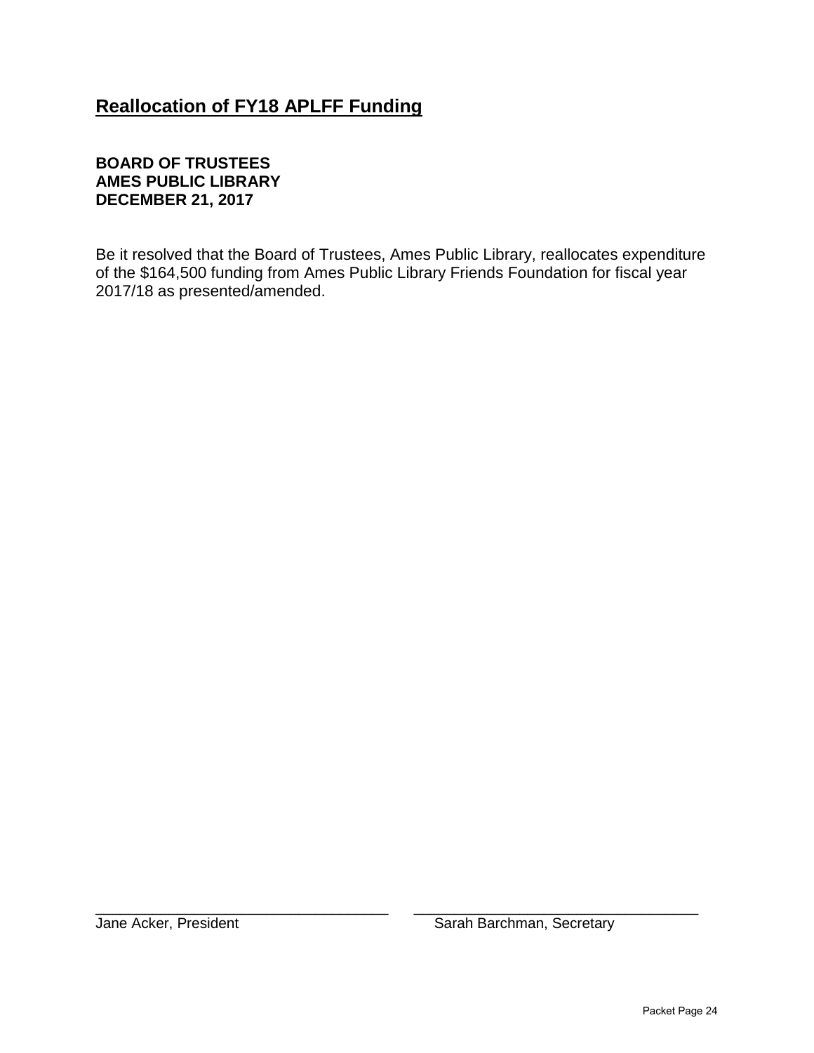## Reallocation of FY18 APLFF Funding

**BOARD OF TRUSTEES**
**AMES PUBLIC LIBRARY**
**DECEMBER 21, 2017**

Be it resolved that the Board of Trustees, Ames Public Library, reallocates expenditure of the $164,500 funding from Ames Public Library Friends Foundation for fiscal year 2017/18 as presented/amended.

\_\_\_\_\_\_\_\_\_\_\_\_\_\_\_\_\_\_\_\_\_\_\_\_\_\_\_\_\_\_\_\_\_\_\_\_ \_\_\_\_\_\_\_\_\_\_\_\_\_\_\_\_\_\_\_\_\_\_\_\_\_\_\_\_\_\_\_\_\_\_\_\_
Jane Acker, President Sarah Barchman, Secretary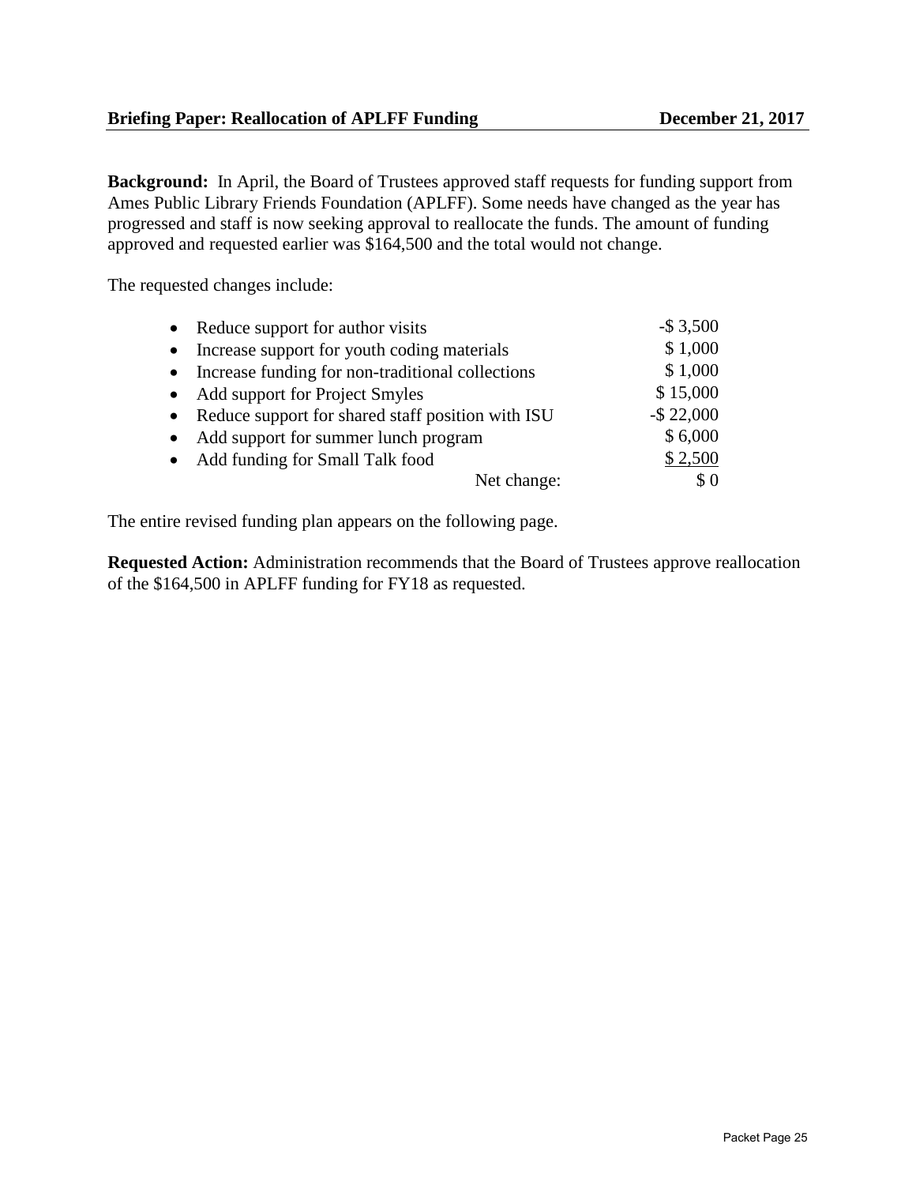**Briefing Paper: Reallocation of APLFF Funding** **December 21, 2017**

**Background:** In April, the Board of Trustees approved staff requests for funding support from Ames Public Library Friends Foundation (APLFF). Some needs have changed as the year has progressed and staff is now seeking approval to reallocate the funds. The amount of funding approved and requested earlier was $164,500 and the total would not change.

The requested changes include:

| Change | Amount |
|---|---|
| • Reduce support for author visits | -$ 3,500 |
| • Increase support for youth coding materials | $ 1,000 |
| • Increase funding for non-traditional collections | $ 1,000 |
| • Add support for Project Smyles | $ 15,000 |
| • Reduce support for shared staff position with ISU | -$ 22,000 |
| • Add support for summer lunch program | $ 6,000 |
| • Add funding for Small Talk food | $ 2,500 |
| Net change: | $ 0 |

The entire revised funding plan appears on the following page.

**Requested Action:** Administration recommends that the Board of Trustees approve reallocation of the $164,500 in APLFF funding for FY18 as requested.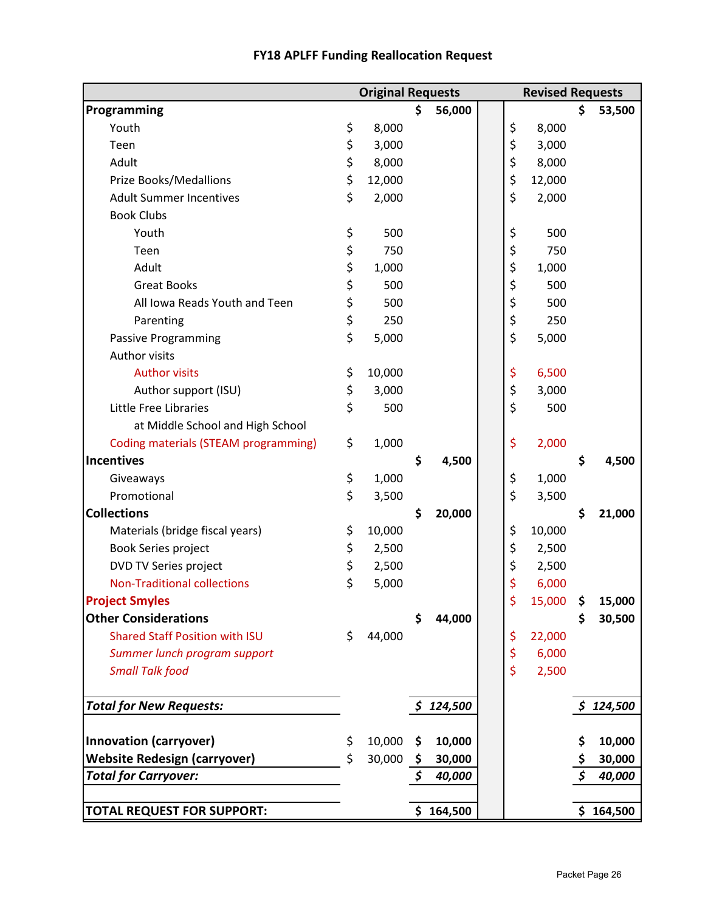# FY18 APLFF Funding Reallocation Request

| | Original Requests | | Revised Requests | |
|---|---|---|---|---|
| **Programming** | | $ 56,000 | | $ 53,500 |
| Youth | $ 8,000 | | $ 8,000 | |
| Teen | $ 3,000 | | $ 3,000 | |
| Adult | $ 8,000 | | $ 8,000 | |
| Prize Books/Medallions | $ 12,000 | | $ 12,000 | |
| Adult Summer Incentives | $ 2,000 | | $ 2,000 | |
| Book Clubs | | | | |
| Youth | $ 500 | | $ 500 | |
| Teen | $ 750 | | $ 750 | |
| Adult | $ 1,000 | | $ 1,000 | |
| Great Books | $ 500 | | $ 500 | |
| All Iowa Reads Youth and Teen | $ 500 | | $ 500 | |
| Parenting | $ 250 | | $ 250 | |
| Passive Programming | $ 5,000 | | $ 5,000 | |
| Author visits | | | | |
| Author visits | $ 10,000 | | $ 6,500 | |
| Author support (ISU) | $ 3,000 | | $ 3,000 | |
| Little Free Libraries at Middle School and High School | $ 500 | | $ 500 | |
| Coding materials (STEAM programming) | $ 1,000 | | $ 2,000 | |
| **Incentives** | | $ 4,500 | | $ 4,500 |
| Giveaways | $ 1,000 | | $ 1,000 | |
| Promotional | $ 3,500 | | $ 3,500 | |
| **Collections** | | $ 20,000 | | $ 21,000 |
| Materials (bridge fiscal years) | $ 10,000 | | $ 10,000 | |
| Book Series project | $ 2,500 | | $ 2,500 | |
| DVD TV Series project | $ 2,500 | | $ 2,500 | |
| Non-Traditional collections | $ 5,000 | | $ 6,000 | |
| **Project Smyles** | | | $ 15,000 | $ 15,000 |
| **Other Considerations** | | $ 44,000 | | $ 30,500 |
| Shared Staff Position with ISU | $ 44,000 | | $ 22,000 | |
| *Summer lunch program support* | | | $ 6,000 | |
| *Small Talk food* | | | $ 2,500 | |
| ***Total for New Requests:*** | | *$ 124,500* | | *$ 124,500* |
| **Innovation (carryover)** | $ 10,000 | $ 10,000 | | $ 10,000 |
| **Website Redesign (carryover)** | $ 30,000 | $ 30,000 | | $ 30,000 |
| ***Total for Carryover:*** | | *$ 40,000* | | *$ 40,000* |
| **TOTAL REQUEST FOR SUPPORT:** | | $ 164,500 | | $ 164,500 |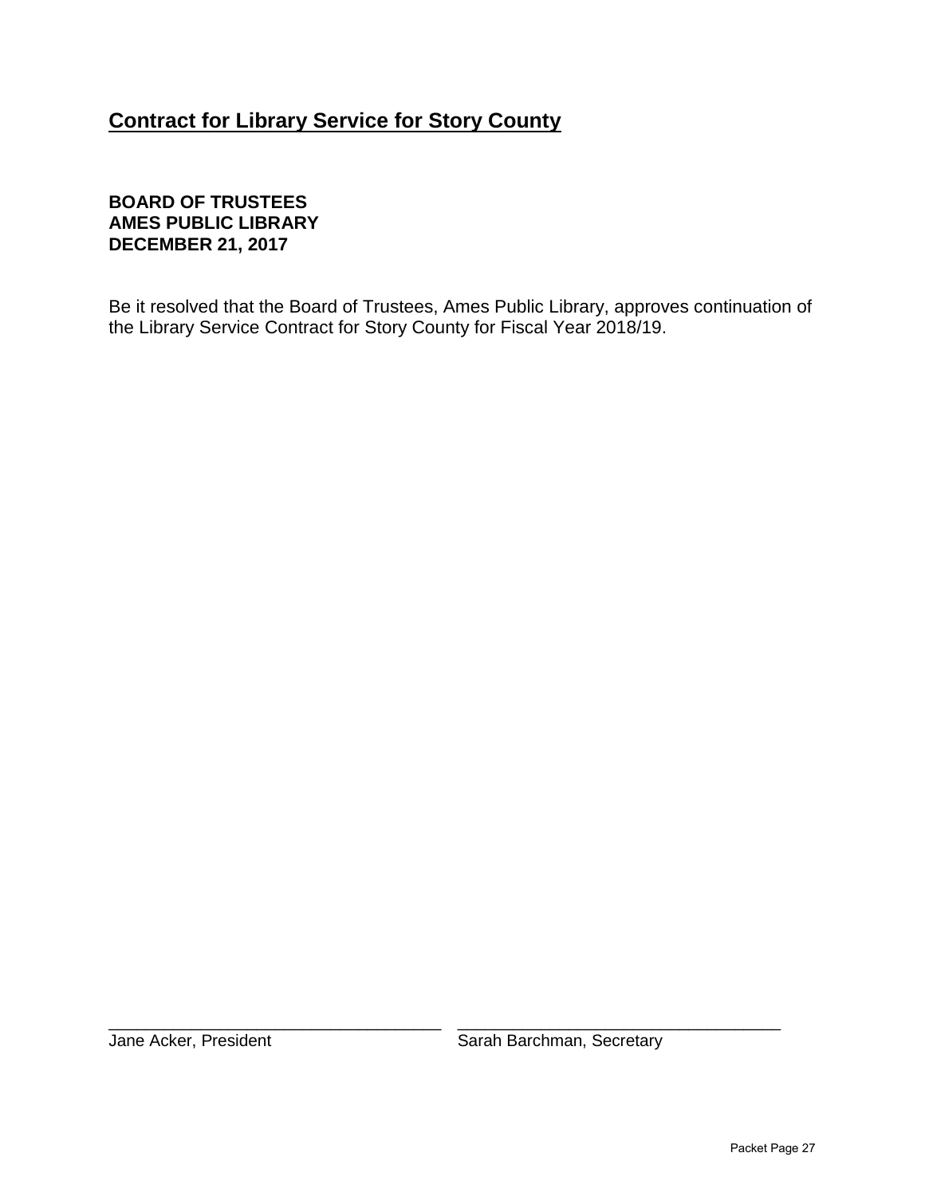# Contract for Library Service for Story County

**BOARD OF TRUSTEES**
**AMES PUBLIC LIBRARY**
**DECEMBER 21, 2017**

Be it resolved that the Board of Trustees, Ames Public Library, approves continuation of the Library Service Contract for Story County for Fiscal Year 2018/19.

_______________________________ _______________________________
Jane Acker, President Sarah Barchman, Secretary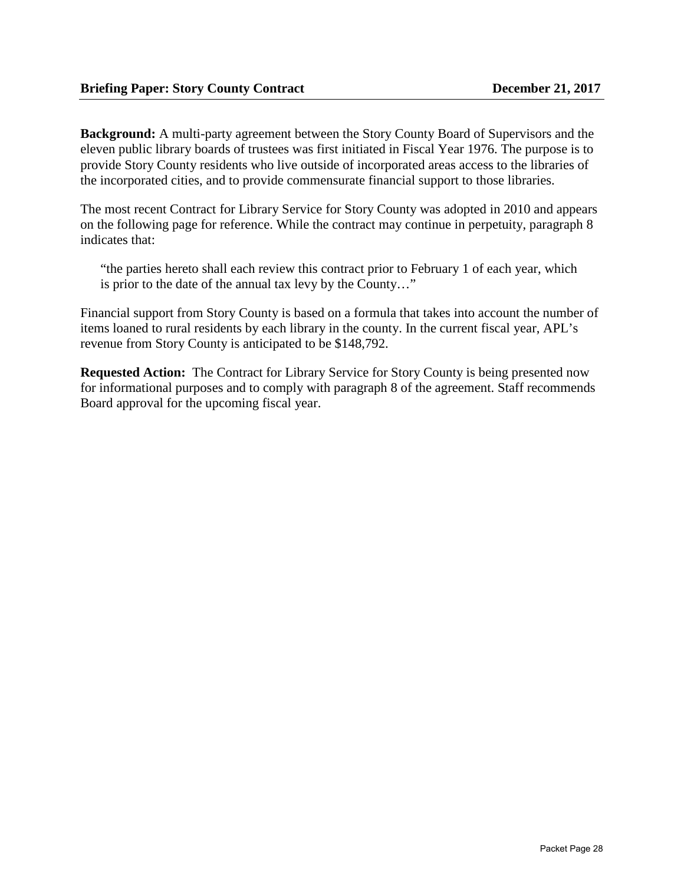**Briefing Paper: Story County Contract** **December 21, 2017**

**Background:** A multi-party agreement between the Story County Board of Supervisors and the eleven public library boards of trustees was first initiated in Fiscal Year 1976. The purpose is to provide Story County residents who live outside of incorporated areas access to the libraries of the incorporated cities, and to provide commensurate financial support to those libraries.

The most recent Contract for Library Service for Story County was adopted in 2010 and appears on the following page for reference. While the contract may continue in perpetuity, paragraph 8 indicates that:

> "the parties hereto shall each review this contract prior to February 1 of each year, which is prior to the date of the annual tax levy by the County…"

Financial support from Story County is based on a formula that takes into account the number of items loaned to rural residents by each library in the county. In the current fiscal year, APL's revenue from Story County is anticipated to be $148,792.

**Requested Action:** The Contract for Library Service for Story County is being presented now for informational purposes and to comply with paragraph 8 of the agreement. Staff recommends Board approval for the upcoming fiscal year.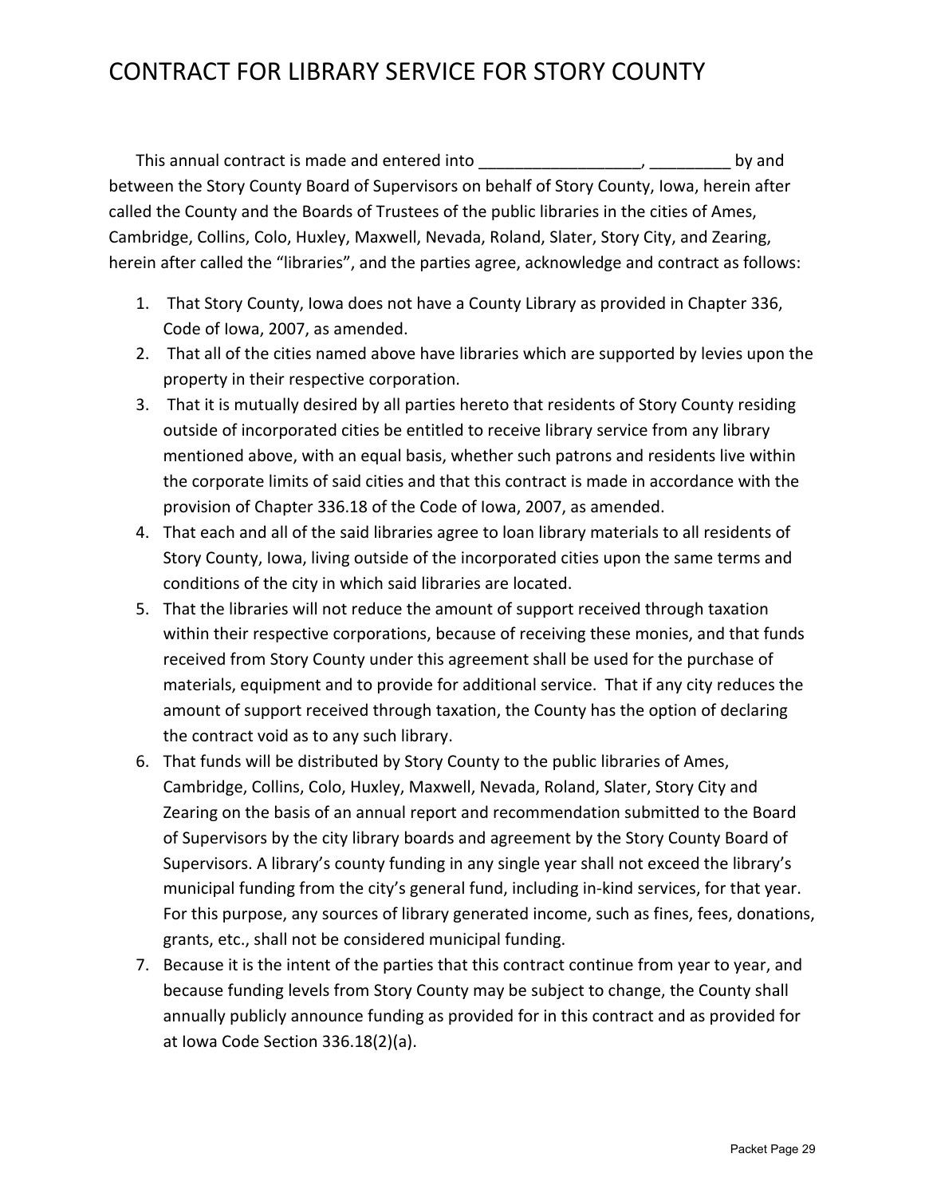# CONTRACT FOR LIBRARY SERVICE FOR STORY COUNTY

This annual contract is made and entered into __________________, _________ by and between the Story County Board of Supervisors on behalf of Story County, Iowa, herein after called the County and the Boards of Trustees of the public libraries in the cities of Ames, Cambridge, Collins, Colo, Huxley, Maxwell, Nevada, Roland, Slater, Story City, and Zearing, herein after called the "libraries", and the parties agree, acknowledge and contract as follows:

1. That Story County, Iowa does not have a County Library as provided in Chapter 336, Code of Iowa, 2007, as amended.
2. That all of the cities named above have libraries which are supported by levies upon the property in their respective corporation.
3. That it is mutually desired by all parties hereto that residents of Story County residing outside of incorporated cities be entitled to receive library service from any library mentioned above, with an equal basis, whether such patrons and residents live within the corporate limits of said cities and that this contract is made in accordance with the provision of Chapter 336.18 of the Code of Iowa, 2007, as amended.
4. That each and all of the said libraries agree to loan library materials to all residents of Story County, Iowa, living outside of the incorporated cities upon the same terms and conditions of the city in which said libraries are located.
5. That the libraries will not reduce the amount of support received through taxation within their respective corporations, because of receiving these monies, and that funds received from Story County under this agreement shall be used for the purchase of materials, equipment and to provide for additional service. That if any city reduces the amount of support received through taxation, the County has the option of declaring the contract void as to any such library.
6. That funds will be distributed by Story County to the public libraries of Ames, Cambridge, Collins, Colo, Huxley, Maxwell, Nevada, Roland, Slater, Story City and Zearing on the basis of an annual report and recommendation submitted to the Board of Supervisors by the city library boards and agreement by the Story County Board of Supervisors. A library's county funding in any single year shall not exceed the library's municipal funding from the city's general fund, including in-kind services, for that year. For this purpose, any sources of library generated income, such as fines, fees, donations, grants, etc., shall not be considered municipal funding.
7. Because it is the intent of the parties that this contract continue from year to year, and because funding levels from Story County may be subject to change, the County shall annually publicly announce funding as provided for in this contract and as provided for at Iowa Code Section 336.18(2)(a).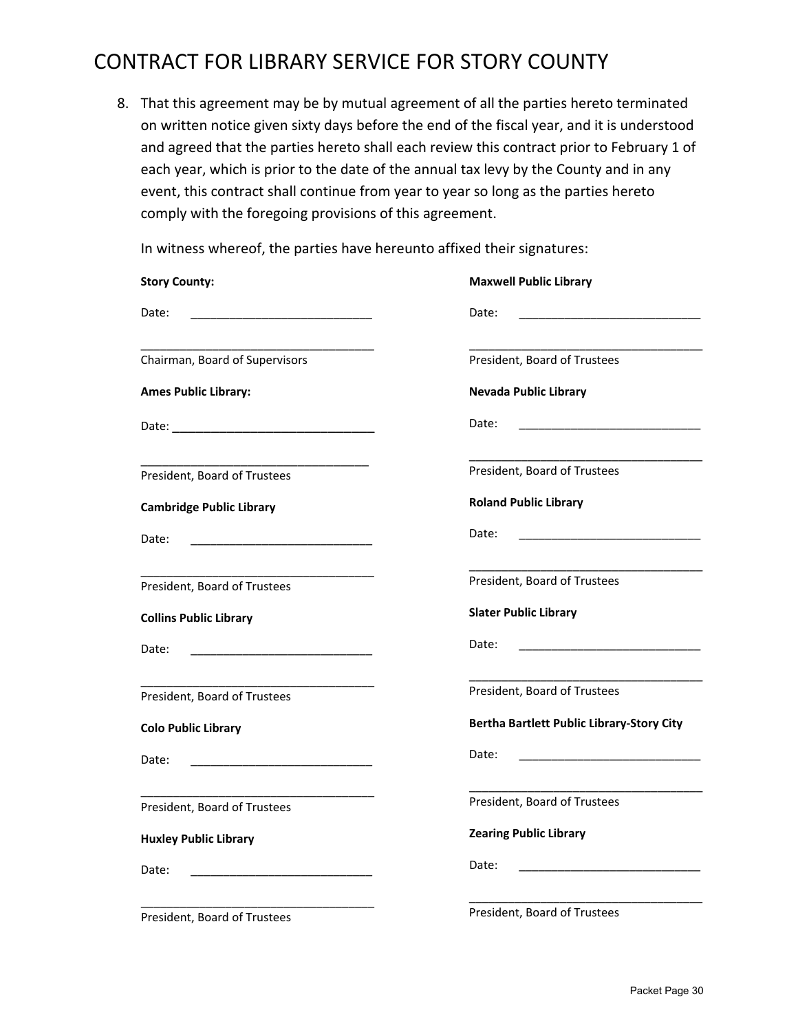# CONTRACT FOR LIBRARY SERVICE FOR STORY COUNTY

8. That this agreement may be by mutual agreement of all the parties hereto terminated on written notice given sixty days before the end of the fiscal year, and it is understood and agreed that the parties hereto shall each review this contract prior to February 1 of each year, which is prior to the date of the annual tax levy by the County and in any event, this contract shall continue from year to year so long as the parties hereto comply with the foregoing provisions of this agreement.

   In witness whereof, the parties have hereunto affixed their signatures:

**Story County:**

Date: ____________________________

____________________________________
Chairman, Board of Supervisors

**Ames Public Library:**

Date: ________________________________

___________________________________
President, Board of Trustees

**Cambridge Public Library**

Date: ____________________________

____________________________________
President, Board of Trustees

**Collins Public Library**

Date: ____________________________

____________________________________
President, Board of Trustees

**Colo Public Library**

Date: ____________________________

____________________________________
President, Board of Trustees

**Huxley Public Library**

Date: ____________________________

____________________________________
President, Board of Trustees

**Maxwell Public Library**

Date: ____________________________

____________________________________
President, Board of Trustees

**Nevada Public Library**

Date: ____________________________

____________________________________
President, Board of Trustees

**Roland Public Library**

Date: ____________________________

____________________________________
President, Board of Trustees

**Slater Public Library**

Date: ____________________________

____________________________________
President, Board of Trustees

**Bertha Bartlett Public Library-Story City**

Date: ____________________________

____________________________________
President, Board of Trustees

**Zearing Public Library**

Date: ____________________________

____________________________________
President, Board of Trustees